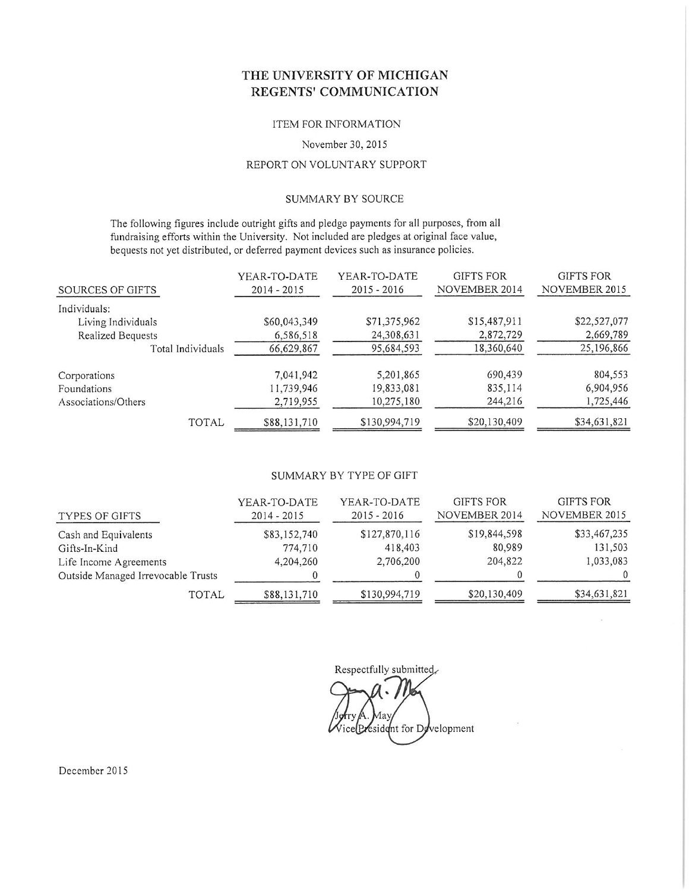# THE UNIVERSITY OF MICHIGAN
# REGENTS' COMMUNICATION

ITEM FOR INFORMATION

November 30, 2015

REPORT ON VOLUNTARY SUPPORT

## SUMMARY BY SOURCE

The following figures include outright gifts and pledge payments for all purposes, from all fundraising efforts within the University. Not included are pledges at original face value, bequests not yet distributed, or deferred payment devices such as insurance policies.

| SOURCES OF GIFTS | YEAR-TO-DATE 2014 - 2015 | YEAR-TO-DATE 2015 - 2016 | GIFTS FOR NOVEMBER 2014 | GIFTS FOR NOVEMBER 2015 |
|---|---|---|---|---|
| Individuals: | | | | |
| Living Individuals | $60,043,349 | $71,375,962 | $15,487,911 | $22,527,077 |
| Realized Bequests | 6,586,518 | 24,308,631 | 2,872,729 | 2,669,789 |
| Total Individuals | 66,629,867 | 95,684,593 | 18,360,640 | 25,196,866 |
| Corporations | 7,041,942 | 5,201,865 | 690,439 | 804,553 |
| Foundations | 11,739,946 | 19,833,081 | 835,114 | 6,904,956 |
| Associations/Others | 2,719,955 | 10,275,180 | 244,216 | 1,725,446 |
| TOTAL | $88,131,710 | $130,994,719 | $20,130,409 | $34,631,821 |

## SUMMARY BY TYPE OF GIFT

| TYPES OF GIFTS | YEAR-TO-DATE 2014 - 2015 | YEAR-TO-DATE 2015 - 2016 | GIFTS FOR NOVEMBER 2014 | GIFTS FOR NOVEMBER 2015 |
|---|---|---|---|---|
| Cash and Equivalents | $83,152,740 | $127,870,116 | $19,844,598 | $33,467,235 |
| Gifts-In-Kind | 774,710 | 418,403 | 80,989 | 131,503 |
| Life Income Agreements | 4,204,260 | 2,706,200 | 204,822 | 1,033,083 |
| Outside Managed Irrevocable Trusts | 0 | 0 | 0 | 0 |
| TOTAL | $88,131,710 | $130,994,719 | $20,130,409 | $34,631,821 |

Respectfully submitted,

Jerry A. May
Vice President for Development

December 2015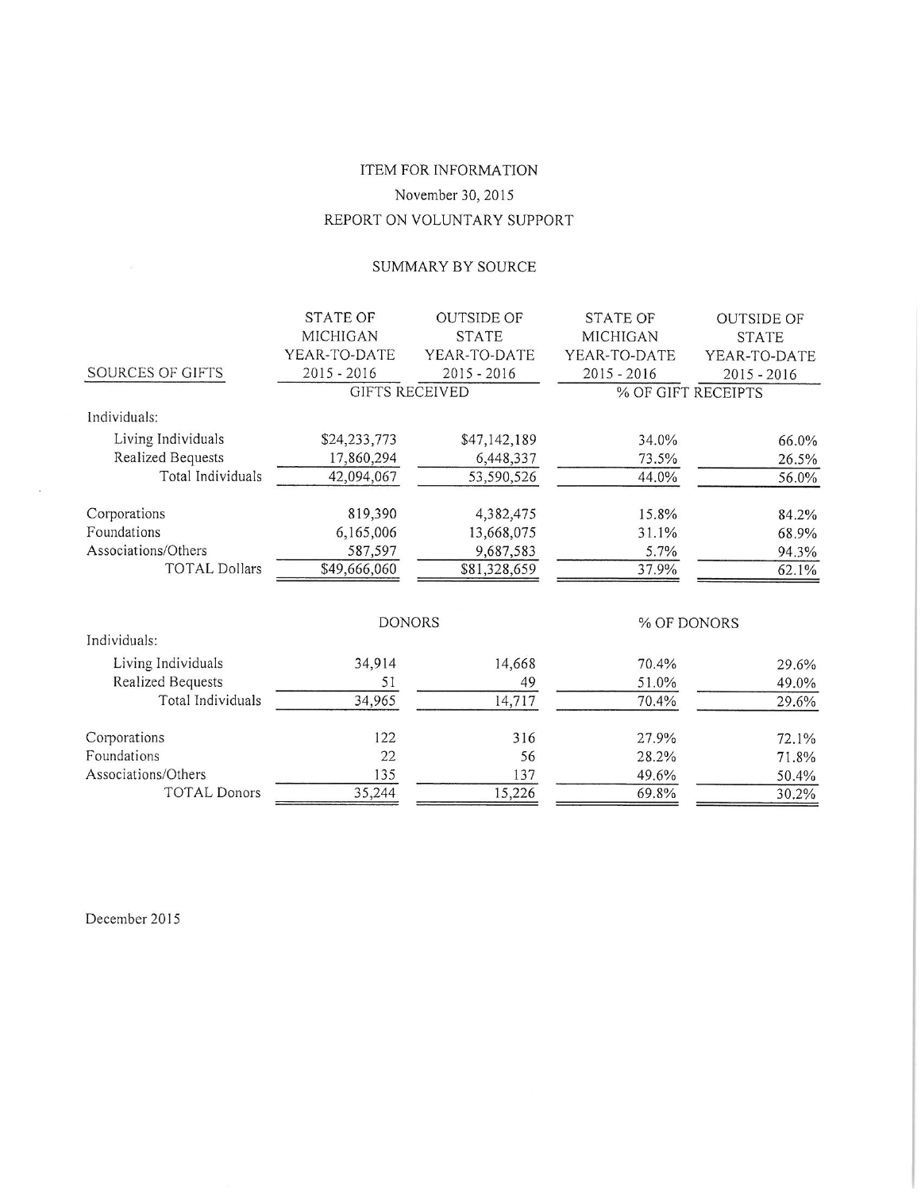# ITEM FOR INFORMATION

November 30, 2015

## REPORT ON VOLUNTARY SUPPORT

### SUMMARY BY SOURCE

| SOURCES OF GIFTS | STATE OF MICHIGAN YEAR-TO-DATE 2015 - 2016 | OUTSIDE OF STATE YEAR-TO-DATE 2015 - 2016 | STATE OF MICHIGAN YEAR-TO-DATE 2015 - 2016 | OUTSIDE OF STATE YEAR-TO-DATE 2015 - 2016 |
|---|---|---|---|---|
| | GIFTS RECEIVED | | % OF GIFT RECEIPTS | |
| Individuals: | | | | |
| Living Individuals | $24,233,773 | $47,142,189 | 34.0% | 66.0% |
| Realized Bequests | 17,860,294 | 6,448,337 | 73.5% | 26.5% |
| Total Individuals | 42,094,067 | 53,590,526 | 44.0% | 56.0% |
| Corporations | 819,390 | 4,382,475 | 15.8% | 84.2% |
| Foundations | 6,165,006 | 13,668,075 | 31.1% | 68.9% |
| Associations/Others | 587,597 | 9,687,583 | 5.7% | 94.3% |
| TOTAL Dollars | $49,666,060 | $81,328,659 | 37.9% | 62.1% |
| | DONORS | | % OF DONORS | |
| Individuals: | | | | |
| Living Individuals | 34,914 | 14,668 | 70.4% | 29.6% |
| Realized Bequests | 51 | 49 | 51.0% | 49.0% |
| Total Individuals | 34,965 | 14,717 | 70.4% | 29.6% |
| Corporations | 122 | 316 | 27.9% | 72.1% |
| Foundations | 22 | 56 | 28.2% | 71.8% |
| Associations/Others | 135 | 137 | 49.6% | 50.4% |
| TOTAL Donors | 35,244 | 15,226 | 69.8% | 30.2% |

December 2015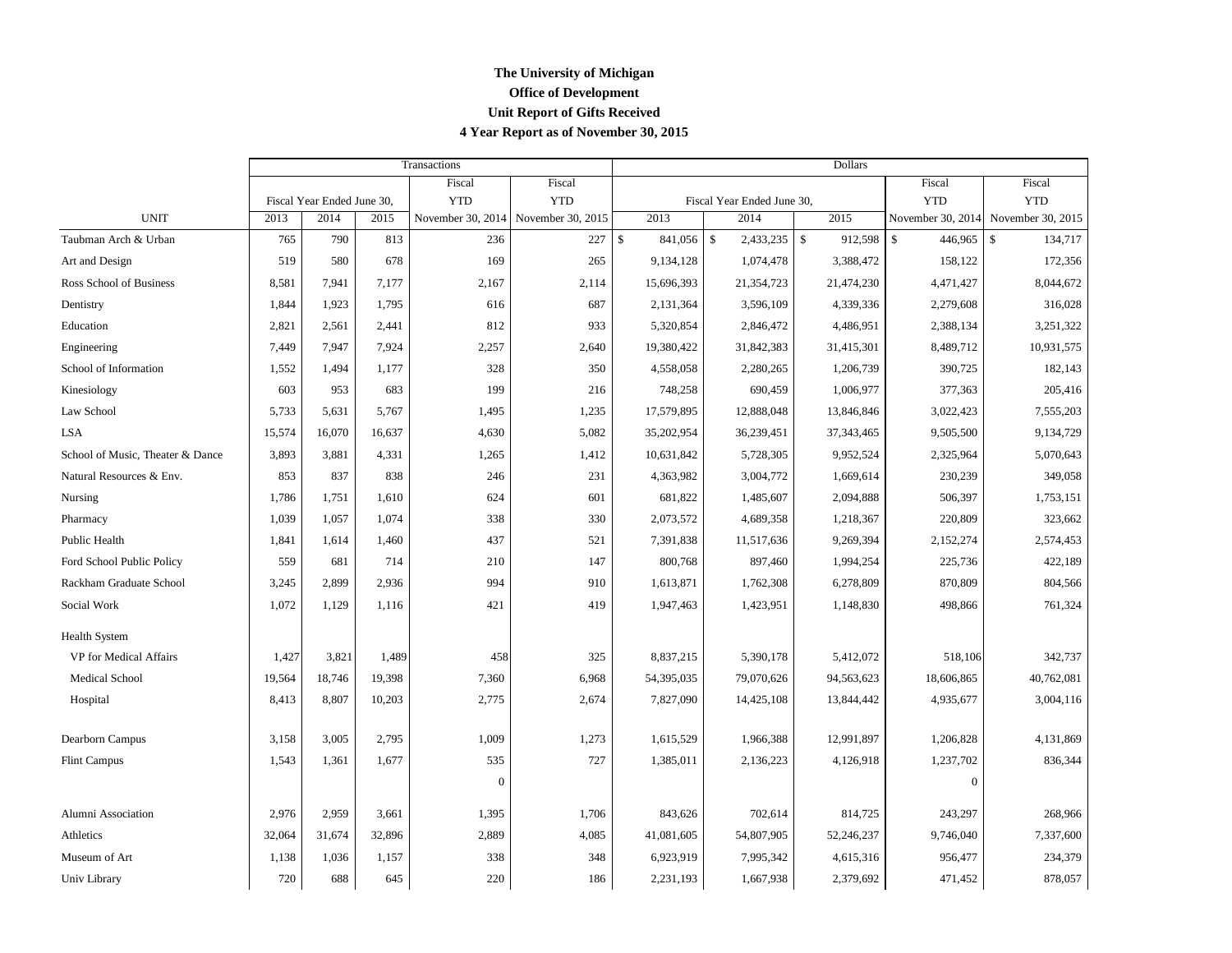**The University of Michigan**
**Office of Development**
**Unit Report of Gifts Received**
**4 Year Report as of November 30, 2015**

| | Transactions | | | | | Dollars | | | | |
|---|---|---|---|---|---|---|---|---|---|---|
| | Fiscal Year Ended June 30, | | | Fiscal YTD | Fiscal YTD | Fiscal Year Ended June 30, | | | Fiscal YTD | Fiscal YTD |
| UNIT | 2013 | 2014 | 2015 | November 30, 2014 | November 30, 2015 | 2013 | 2014 | 2015 | November 30, 2014 | November 30, 2015 |
| Taubman Arch & Urban | 765 | 790 | 813 | 236 | 227 | $ 841,056 | $ 2,433,235 | $ 912,598 | $ 446,965 | $ 134,717 |
| Art and Design | 519 | 580 | 678 | 169 | 265 | 9,134,128 | 1,074,478 | 3,388,472 | 158,122 | 172,356 |
| Ross School of Business | 8,581 | 7,941 | 7,177 | 2,167 | 2,114 | 15,696,393 | 21,354,723 | 21,474,230 | 4,471,427 | 8,044,672 |
| Dentistry | 1,844 | 1,923 | 1,795 | 616 | 687 | 2,131,364 | 3,596,109 | 4,339,336 | 2,279,608 | 316,028 |
| Education | 2,821 | 2,561 | 2,441 | 812 | 933 | 5,320,854 | 2,846,472 | 4,486,951 | 2,388,134 | 3,251,322 |
| Engineering | 7,449 | 7,947 | 7,924 | 2,257 | 2,640 | 19,380,422 | 31,842,383 | 31,415,301 | 8,489,712 | 10,931,575 |
| School of Information | 1,552 | 1,494 | 1,177 | 328 | 350 | 4,558,058 | 2,280,265 | 1,206,739 | 390,725 | 182,143 |
| Kinesiology | 603 | 953 | 683 | 199 | 216 | 748,258 | 690,459 | 1,006,977 | 377,363 | 205,416 |
| Law School | 5,733 | 5,631 | 5,767 | 1,495 | 1,235 | 17,579,895 | 12,888,048 | 13,846,846 | 3,022,423 | 7,555,203 |
| LSA | 15,574 | 16,070 | 16,637 | 4,630 | 5,082 | 35,202,954 | 36,239,451 | 37,343,465 | 9,505,500 | 9,134,729 |
| School of Music, Theater & Dance | 3,893 | 3,881 | 4,331 | 1,265 | 1,412 | 10,631,842 | 5,728,305 | 9,952,524 | 2,325,964 | 5,070,643 |
| Natural Resources & Env. | 853 | 837 | 838 | 246 | 231 | 4,363,982 | 3,004,772 | 1,669,614 | 230,239 | 349,058 |
| Nursing | 1,786 | 1,751 | 1,610 | 624 | 601 | 681,822 | 1,485,607 | 2,094,888 | 506,397 | 1,753,151 |
| Pharmacy | 1,039 | 1,057 | 1,074 | 338 | 330 | 2,073,572 | 4,689,358 | 1,218,367 | 220,809 | 323,662 |
| Public Health | 1,841 | 1,614 | 1,460 | 437 | 521 | 7,391,838 | 11,517,636 | 9,269,394 | 2,152,274 | 2,574,453 |
| Ford School Public Policy | 559 | 681 | 714 | 210 | 147 | 800,768 | 897,460 | 1,994,254 | 225,736 | 422,189 |
| Rackham Graduate School | 3,245 | 2,899 | 2,936 | 994 | 910 | 1,613,871 | 1,762,308 | 6,278,809 | 870,809 | 804,566 |
| Social Work | 1,072 | 1,129 | 1,116 | 421 | 419 | 1,947,463 | 1,423,951 | 1,148,830 | 498,866 | 761,324 |
| Health System | | | | | | | | | | |
| VP for Medical Affairs | 1,427 | 3,821 | 1,489 | 458 | 325 | 8,837,215 | 5,390,178 | 5,412,072 | 518,106 | 342,737 |
| Medical School | 19,564 | 18,746 | 19,398 | 7,360 | 6,968 | 54,395,035 | 79,070,626 | 94,563,623 | 18,606,865 | 40,762,081 |
| Hospital | 8,413 | 8,807 | 10,203 | 2,775 | 2,674 | 7,827,090 | 14,425,108 | 13,844,442 | 4,935,677 | 3,004,116 |
| Dearborn Campus | 3,158 | 3,005 | 2,795 | 1,009 | 1,273 | 1,615,529 | 1,966,388 | 12,991,897 | 1,206,828 | 4,131,869 |
| Flint Campus | 1,543 | 1,361 | 1,677 | 535 | 727 | 1,385,011 | 2,136,223 | 4,126,918 | 1,237,702 | 836,344 |
| | | | | 0 | | | | | 0 | |
| Alumni Association | 2,976 | 2,959 | 3,661 | 1,395 | 1,706 | 843,626 | 702,614 | 814,725 | 243,297 | 268,966 |
| Athletics | 32,064 | 31,674 | 32,896 | 2,889 | 4,085 | 41,081,605 | 54,807,905 | 52,246,237 | 9,746,040 | 7,337,600 |
| Museum of Art | 1,138 | 1,036 | 1,157 | 338 | 348 | 6,923,919 | 7,995,342 | 4,615,316 | 956,477 | 234,379 |
| Univ Library | 720 | 688 | 645 | 220 | 186 | 2,231,193 | 1,667,938 | 2,379,692 | 471,452 | 878,057 |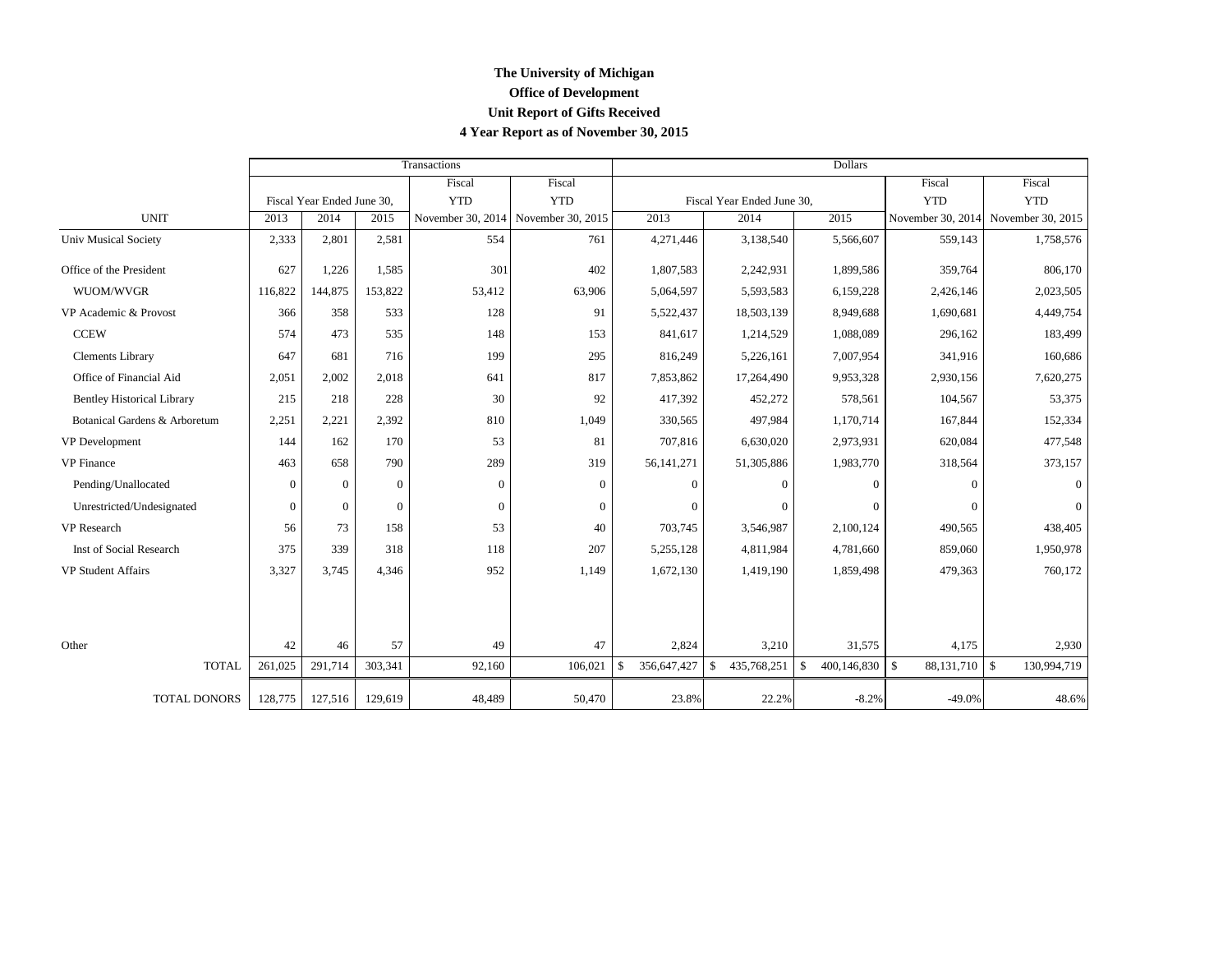**The University of Michigan**

**Office of Development**

**Unit Report of Gifts Received**

**4 Year Report as of November 30, 2015**

| UNIT | Transactions | | | | | Dollars | | | | |
|---|---|---|---|---|---|---|---|---|---|---|
| | Fiscal Year Ended June 30, | | | Fiscal YTD | Fiscal YTD | Fiscal Year Ended June 30, | | | Fiscal YTD | Fiscal YTD |
| | 2013 | 2014 | 2015 | November 30, 2014 | November 30, 2015 | 2013 | 2014 | 2015 | November 30, 2014 | November 30, 2015 |
| Univ Musical Society | 2,333 | 2,801 | 2,581 | 554 | 761 | 4,271,446 | 3,138,540 | 5,566,607 | 559,143 | 1,758,576 |
| Office of the President | 627 | 1,226 | 1,585 | 301 | 402 | 1,807,583 | 2,242,931 | 1,899,586 | 359,764 | 806,170 |
| WUOM/WVGR | 116,822 | 144,875 | 153,822 | 53,412 | 63,906 | 5,064,597 | 5,593,583 | 6,159,228 | 2,426,146 | 2,023,505 |
| VP Academic & Provost | 366 | 358 | 533 | 128 | 91 | 5,522,437 | 18,503,139 | 8,949,688 | 1,690,681 | 4,449,754 |
| CCEW | 574 | 473 | 535 | 148 | 153 | 841,617 | 1,214,529 | 1,088,089 | 296,162 | 183,499 |
| Clements Library | 647 | 681 | 716 | 199 | 295 | 816,249 | 5,226,161 | 7,007,954 | 341,916 | 160,686 |
| Office of Financial Aid | 2,051 | 2,002 | 2,018 | 641 | 817 | 7,853,862 | 17,264,490 | 9,953,328 | 2,930,156 | 7,620,275 |
| Bentley Historical Library | 215 | 218 | 228 | 30 | 92 | 417,392 | 452,272 | 578,561 | 104,567 | 53,375 |
| Botanical Gardens & Arboretum | 2,251 | 2,221 | 2,392 | 810 | 1,049 | 330,565 | 497,984 | 1,170,714 | 167,844 | 152,334 |
| VP Development | 144 | 162 | 170 | 53 | 81 | 707,816 | 6,630,020 | 2,973,931 | 620,084 | 477,548 |
| VP Finance | 463 | 658 | 790 | 289 | 319 | 56,141,271 | 51,305,886 | 1,983,770 | 318,564 | 373,157 |
| Pending/Unallocated | 0 | 0 | 0 | 0 | 0 | 0 | 0 | 0 | 0 | 0 |
| Unrestricted/Undesignated | 0 | 0 | 0 | 0 | 0 | 0 | 0 | 0 | 0 | 0 |
| VP Research | 56 | 73 | 158 | 53 | 40 | 703,745 | 3,546,987 | 2,100,124 | 490,565 | 438,405 |
| Inst of Social Research | 375 | 339 | 318 | 118 | 207 | 5,255,128 | 4,811,984 | 4,781,660 | 859,060 | 1,950,978 |
| VP Student Affairs | 3,327 | 3,745 | 4,346 | 952 | 1,149 | 1,672,130 | 1,419,190 | 1,859,498 | 479,363 | 760,172 |
| Other | 42 | 46 | 57 | 49 | 47 | 2,824 | 3,210 | 31,575 | 4,175 | 2,930 |
| TOTAL | 261,025 | 291,714 | 303,341 | 92,160 | 106,021 | $ 356,647,427 | $ 435,768,251 | $ 400,146,830 | $ 88,131,710 | $ 130,994,719 |
| TOTAL DONORS | 128,775 | 127,516 | 129,619 | 48,489 | 50,470 | 23.8% | 22.2% | -8.2% | -49.0% | 48.6% |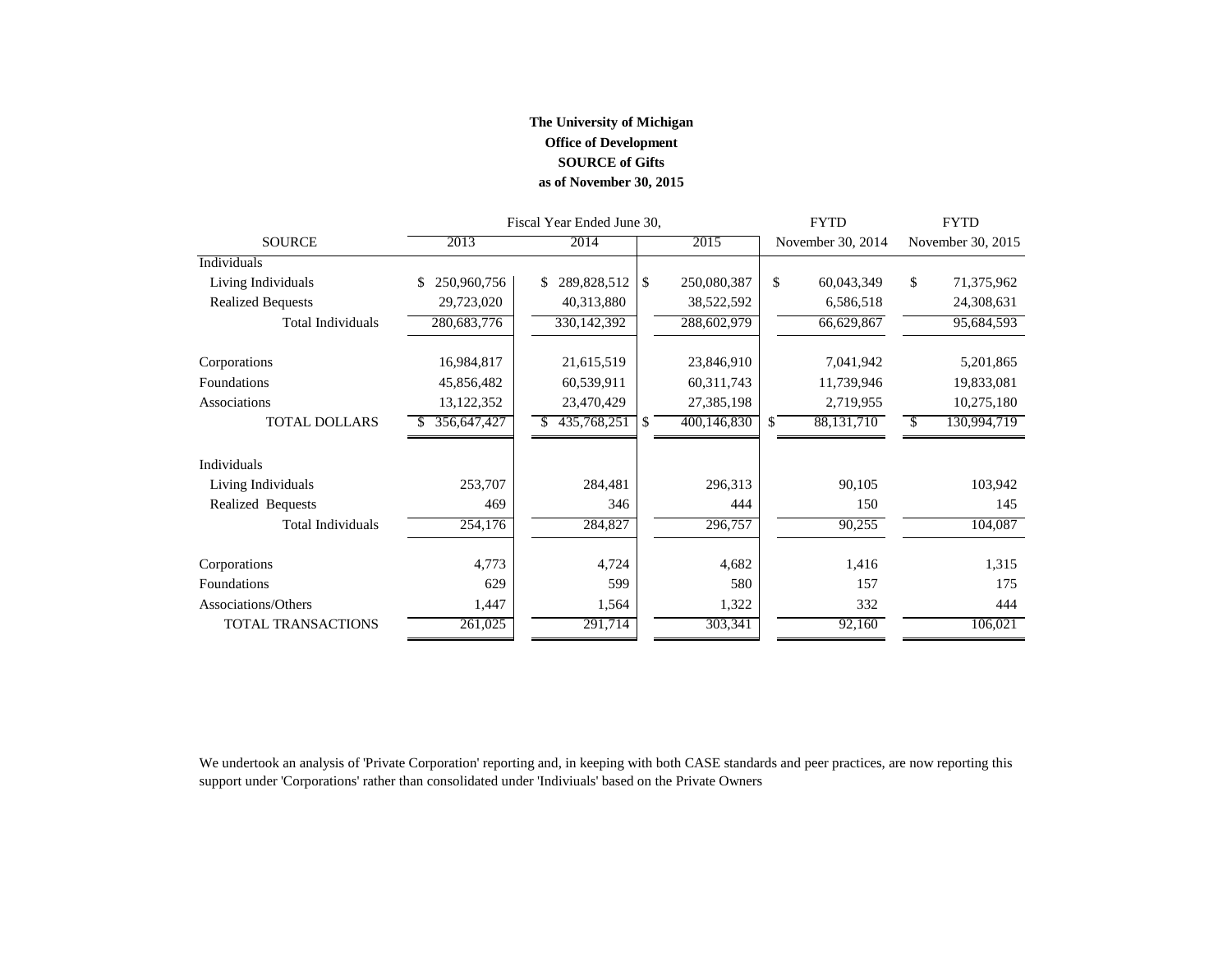**The University of Michigan**
**Office of Development**
**SOURCE of Gifts**
**as of November 30, 2015**

| SOURCE | Fiscal Year Ended June 30, 2013 | Fiscal Year Ended June 30, 2014 | Fiscal Year Ended June 30, 2015 | FYTD November 30, 2014 | FYTD November 30, 2015 |
|---|---|---|---|---|---|
| Individuals | | | | | |
| Living Individuals | $ 250,960,756 | $ 289,828,512 | $ 250,080,387 | $ 60,043,349 | $ 71,375,962 |
| Realized Bequests | 29,723,020 | 40,313,880 | 38,522,592 | 6,586,518 | 24,308,631 |
| Total Individuals | 280,683,776 | 330,142,392 | 288,602,979 | 66,629,867 | 95,684,593 |
| Corporations | 16,984,817 | 21,615,519 | 23,846,910 | 7,041,942 | 5,201,865 |
| Foundations | 45,856,482 | 60,539,911 | 60,311,743 | 11,739,946 | 19,833,081 |
| Associations | 13,122,352 | 23,470,429 | 27,385,198 | 2,719,955 | 10,275,180 |
| TOTAL DOLLARS | $ 356,647,427 | $ 435,768,251 | $ 400,146,830 | $ 88,131,710 | $ 130,994,719 |
| Individuals | | | | | |
| Living Individuals | 253,707 | 284,481 | 296,313 | 90,105 | 103,942 |
| Realized Bequests | 469 | 346 | 444 | 150 | 145 |
| Total Individuals | 254,176 | 284,827 | 296,757 | 90,255 | 104,087 |
| Corporations | 4,773 | 4,724 | 4,682 | 1,416 | 1,315 |
| Foundations | 629 | 599 | 580 | 157 | 175 |
| Associations/Others | 1,447 | 1,564 | 1,322 | 332 | 444 |
| TOTAL TRANSACTIONS | 261,025 | 291,714 | 303,341 | 92,160 | 106,021 |

We undertook an analysis of 'Private Corporation' reporting and, in keeping with both CASE standards and peer practices, are now reporting this support under 'Corporations' rather than consolidated under 'Indiviuals' based on the Private Owners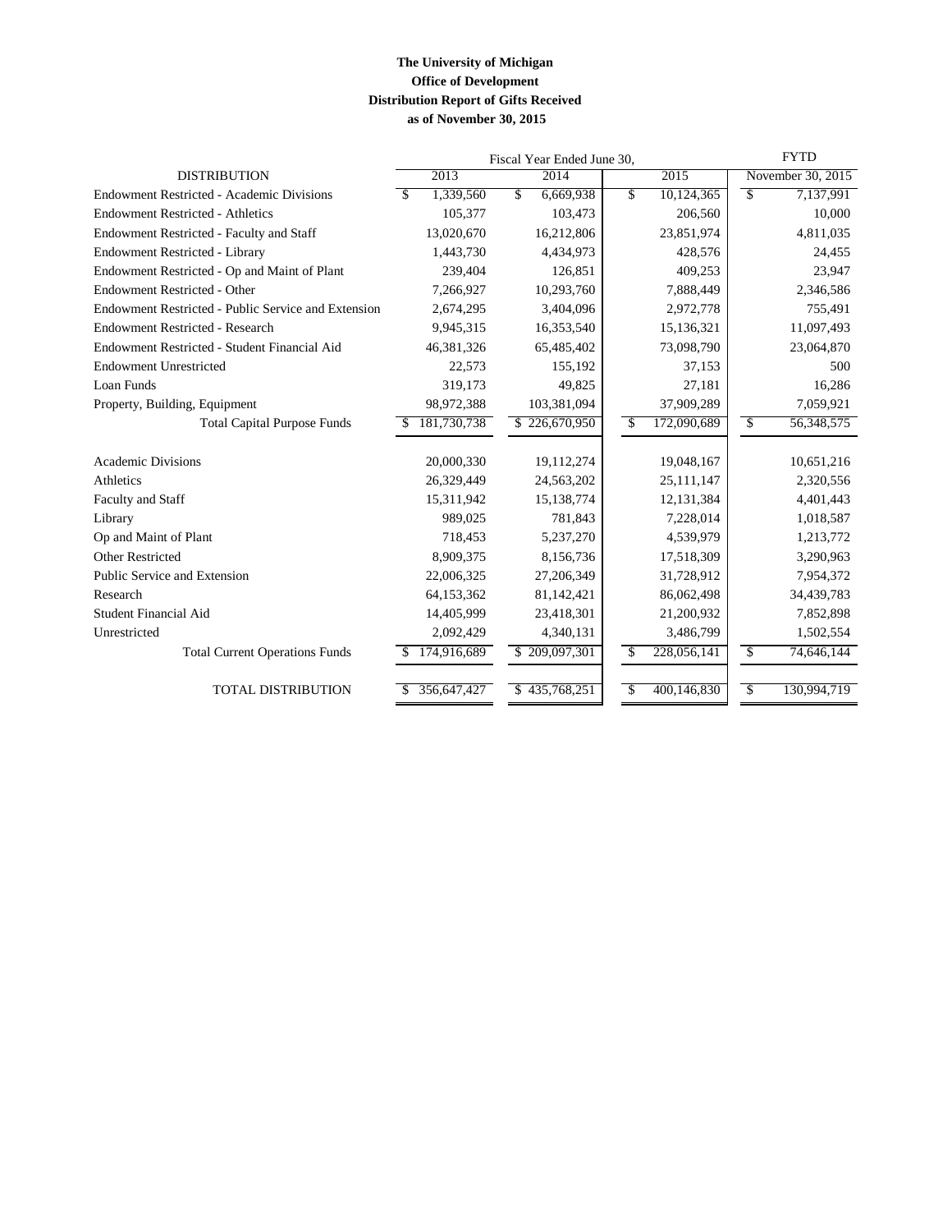**The University of Michigan**
**Office of Development**
**Distribution Report of Gifts Received**
**as of November 30, 2015**

| DISTRIBUTION | Fiscal Year Ended June 30, 2013 | Fiscal Year Ended June 30, 2014 | Fiscal Year Ended June 30, 2015 | FYTD November 30, 2015 |
|---|---|---|---|---|
| Endowment Restricted - Academic Divisions | $ 1,339,560 | $ 6,669,938 | $ 10,124,365 | $ 7,137,991 |
| Endowment Restricted - Athletics | 105,377 | 103,473 | 206,560 | 10,000 |
| Endowment Restricted - Faculty and Staff | 13,020,670 | 16,212,806 | 23,851,974 | 4,811,035 |
| Endowment Restricted - Library | 1,443,730 | 4,434,973 | 428,576 | 24,455 |
| Endowment Restricted - Op and Maint of Plant | 239,404 | 126,851 | 409,253 | 23,947 |
| Endowment Restricted - Other | 7,266,927 | 10,293,760 | 7,888,449 | 2,346,586 |
| Endowment Restricted - Public Service and Extension | 2,674,295 | 3,404,096 | 2,972,778 | 755,491 |
| Endowment Restricted - Research | 9,945,315 | 16,353,540 | 15,136,321 | 11,097,493 |
| Endowment Restricted - Student Financial Aid | 46,381,326 | 65,485,402 | 73,098,790 | 23,064,870 |
| Endowment Unrestricted | 22,573 | 155,192 | 37,153 | 500 |
| Loan Funds | 319,173 | 49,825 | 27,181 | 16,286 |
| Property, Building, Equipment | 98,972,388 | 103,381,094 | 37,909,289 | 7,059,921 |
| Total Capital Purpose Funds | $ 181,730,738 | $ 226,670,950 | $ 172,090,689 | $ 56,348,575 |
| Academic Divisions | 20,000,330 | 19,112,274 | 19,048,167 | 10,651,216 |
| Athletics | 26,329,449 | 24,563,202 | 25,111,147 | 2,320,556 |
| Faculty and Staff | 15,311,942 | 15,138,774 | 12,131,384 | 4,401,443 |
| Library | 989,025 | 781,843 | 7,228,014 | 1,018,587 |
| Op and Maint of Plant | 718,453 | 5,237,270 | 4,539,979 | 1,213,772 |
| Other Restricted | 8,909,375 | 8,156,736 | 17,518,309 | 3,290,963 |
| Public Service and Extension | 22,006,325 | 27,206,349 | 31,728,912 | 7,954,372 |
| Research | 64,153,362 | 81,142,421 | 86,062,498 | 34,439,783 |
| Student Financial Aid | 14,405,999 | 23,418,301 | 21,200,932 | 7,852,898 |
| Unrestricted | 2,092,429 | 4,340,131 | 3,486,799 | 1,502,554 |
| Total Current Operations Funds | $ 174,916,689 | $ 209,097,301 | $ 228,056,141 | $ 74,646,144 |
| TOTAL DISTRIBUTION | $ 356,647,427 | $ 435,768,251 | $ 400,146,830 | $ 130,994,719 |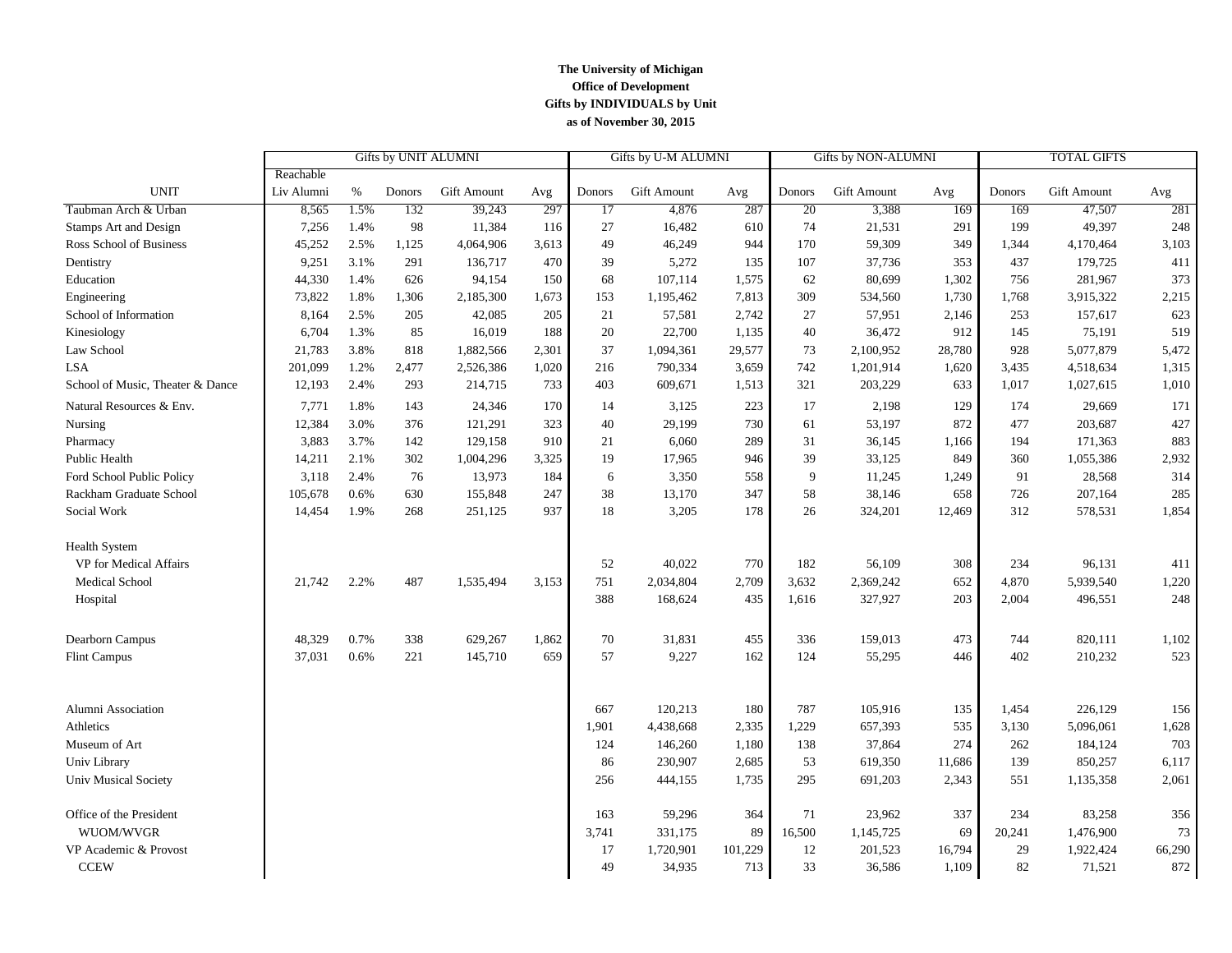**The University of Michigan**
**Office of Development**
**Gifts by INDIVIDUALS by Unit**
**as of November 30, 2015**

| | Gifts by UNIT ALUMNI | | | | | Gifts by U-M ALUMNI | | | Gifts by NON-ALUMNI | | | TOTAL GIFTS | | |
|---|---|---|---|---|---|---|---|---|---|---|---|---|---|---|
| UNIT | Reachable Liv Alumni | % | Donors | Gift Amount | Avg | Donors | Gift Amount | Avg | Donors | Gift Amount | Avg | Donors | Gift Amount | Avg |
| Taubman Arch & Urban | 8,565 | 1.5% | 132 | 39,243 | 297 | 17 | 4,876 | 287 | 20 | 3,388 | 169 | 169 | 47,507 | 281 |
| Stamps Art and Design | 7,256 | 1.4% | 98 | 11,384 | 116 | 27 | 16,482 | 610 | 74 | 21,531 | 291 | 199 | 49,397 | 248 |
| Ross School of Business | 45,252 | 2.5% | 1,125 | 4,064,906 | 3,613 | 49 | 46,249 | 944 | 170 | 59,309 | 349 | 1,344 | 4,170,464 | 3,103 |
| Dentistry | 9,251 | 3.1% | 291 | 136,717 | 470 | 39 | 5,272 | 135 | 107 | 37,736 | 353 | 437 | 179,725 | 411 |
| Education | 44,330 | 1.4% | 626 | 94,154 | 150 | 68 | 107,114 | 1,575 | 62 | 80,699 | 1,302 | 756 | 281,967 | 373 |
| Engineering | 73,822 | 1.8% | 1,306 | 2,185,300 | 1,673 | 153 | 1,195,462 | 7,813 | 309 | 534,560 | 1,730 | 1,768 | 3,915,322 | 2,215 |
| School of Information | 8,164 | 2.5% | 205 | 42,085 | 205 | 21 | 57,581 | 2,742 | 27 | 57,951 | 2,146 | 253 | 157,617 | 623 |
| Kinesiology | 6,704 | 1.3% | 85 | 16,019 | 188 | 20 | 22,700 | 1,135 | 40 | 36,472 | 912 | 145 | 75,191 | 519 |
| Law School | 21,783 | 3.8% | 818 | 1,882,566 | 2,301 | 37 | 1,094,361 | 29,577 | 73 | 2,100,952 | 28,780 | 928 | 5,077,879 | 5,472 |
| LSA | 201,099 | 1.2% | 2,477 | 2,526,386 | 1,020 | 216 | 790,334 | 3,659 | 742 | 1,201,914 | 1,620 | 3,435 | 4,518,634 | 1,315 |
| School of Music, Theater & Dance | 12,193 | 2.4% | 293 | 214,715 | 733 | 403 | 609,671 | 1,513 | 321 | 203,229 | 633 | 1,017 | 1,027,615 | 1,010 |
| Natural Resources & Env. | 7,771 | 1.8% | 143 | 24,346 | 170 | 14 | 3,125 | 223 | 17 | 2,198 | 129 | 174 | 29,669 | 171 |
| Nursing | 12,384 | 3.0% | 376 | 121,291 | 323 | 40 | 29,199 | 730 | 61 | 53,197 | 872 | 477 | 203,687 | 427 |
| Pharmacy | 3,883 | 3.7% | 142 | 129,158 | 910 | 21 | 6,060 | 289 | 31 | 36,145 | 1,166 | 194 | 171,363 | 883 |
| Public Health | 14,211 | 2.1% | 302 | 1,004,296 | 3,325 | 19 | 17,965 | 946 | 39 | 33,125 | 849 | 360 | 1,055,386 | 2,932 |
| Ford School Public Policy | 3,118 | 2.4% | 76 | 13,973 | 184 | 6 | 3,350 | 558 | 9 | 11,245 | 1,249 | 91 | 28,568 | 314 |
| Rackham Graduate School | 105,678 | 0.6% | 630 | 155,848 | 247 | 38 | 13,170 | 347 | 58 | 38,146 | 658 | 726 | 207,164 | 285 |
| Social Work | 14,454 | 1.9% | 268 | 251,125 | 937 | 18 | 3,205 | 178 | 26 | 324,201 | 12,469 | 312 | 578,531 | 1,854 |
| Health System | | | | | | | | | | | | | | |
| VP for Medical Affairs | | | | | | 52 | 40,022 | 770 | 182 | 56,109 | 308 | 234 | 96,131 | 411 |
| Medical School | 21,742 | 2.2% | 487 | 1,535,494 | 3,153 | 751 | 2,034,804 | 2,709 | 3,632 | 2,369,242 | 652 | 4,870 | 5,939,540 | 1,220 |
| Hospital | | | | | | 388 | 168,624 | 435 | 1,616 | 327,927 | 203 | 2,004 | 496,551 | 248 |
| Dearborn Campus | 48,329 | 0.7% | 338 | 629,267 | 1,862 | 70 | 31,831 | 455 | 336 | 159,013 | 473 | 744 | 820,111 | 1,102 |
| Flint Campus | 37,031 | 0.6% | 221 | 145,710 | 659 | 57 | 9,227 | 162 | 124 | 55,295 | 446 | 402 | 210,232 | 523 |
| Alumni Association | | | | | | 667 | 120,213 | 180 | 787 | 105,916 | 135 | 1,454 | 226,129 | 156 |
| Athletics | | | | | | 1,901 | 4,438,668 | 2,335 | 1,229 | 657,393 | 535 | 3,130 | 5,096,061 | 1,628 |
| Museum of Art | | | | | | 124 | 146,260 | 1,180 | 138 | 37,864 | 274 | 262 | 184,124 | 703 |
| Univ Library | | | | | | 86 | 230,907 | 2,685 | 53 | 619,350 | 11,686 | 139 | 850,257 | 6,117 |
| Univ Musical Society | | | | | | 256 | 444,155 | 1,735 | 295 | 691,203 | 2,343 | 551 | 1,135,358 | 2,061 |
| Office of the President | | | | | | 163 | 59,296 | 364 | 71 | 23,962 | 337 | 234 | 83,258 | 356 |
| WUOM/WVGR | | | | | | 3,741 | 331,175 | 89 | 16,500 | 1,145,725 | 69 | 20,241 | 1,476,900 | 73 |
| VP Academic & Provost | | | | | | 17 | 1,720,901 | 101,229 | 12 | 201,523 | 16,794 | 29 | 1,922,424 | 66,290 |
| CCEW | | | | | | 49 | 34,935 | 713 | 33 | 36,586 | 1,109 | 82 | 71,521 | 872 |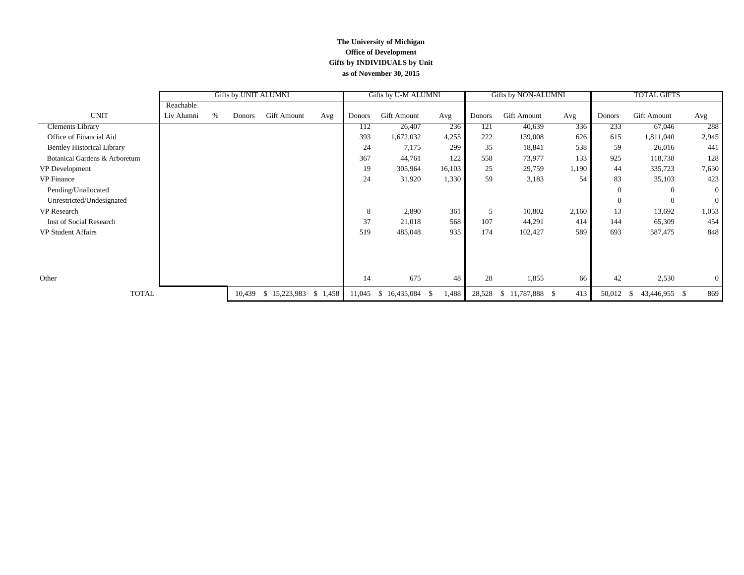**The University of Michigan**
**Office of Development**
**Gifts by INDIVIDUALS by Unit**
**as of November 30, 2015**

| | Gifts by UNIT ALUMNI | | | | | Gifts by U-M ALUMNI | | | Gifts by NON-ALUMNI | | | TOTAL GIFTS | | |
|---|---|---|---|---|---|---|---|---|---|---|---|---|---|---|
| UNIT | Reachable Liv Alumni | % | Donors | Gift Amount | Avg | Donors | Gift Amount | Avg | Donors | Gift Amount | Avg | Donors | Gift Amount | Avg |
| Clements Library | | | | | | 112 | 26,407 | 236 | 121 | 40,639 | 336 | 233 | 67,046 | 288 |
| Office of Financial Aid | | | | | | 393 | 1,672,032 | 4,255 | 222 | 139,008 | 626 | 615 | 1,811,040 | 2,945 |
| Bentley Historical Library | | | | | | 24 | 7,175 | 299 | 35 | 18,841 | 538 | 59 | 26,016 | 441 |
| Botanical Gardens & Arboretum | | | | | | 367 | 44,761 | 122 | 558 | 73,977 | 133 | 925 | 118,738 | 128 |
| VP Development | | | | | | 19 | 305,964 | 16,103 | 25 | 29,759 | 1,190 | 44 | 335,723 | 7,630 |
| VP Finance | | | | | | 24 | 31,920 | 1,330 | 59 | 3,183 | 54 | 83 | 35,103 | 423 |
| Pending/Unallocated | | | | | | | | | | | | 0 | 0 | 0 |
| Unrestricted/Undesignated | | | | | | | | | | | | 0 | 0 | 0 |
| VP Research | | | | | | 8 | 2,890 | 361 | 5 | 10,802 | 2,160 | 13 | 13,692 | 1,053 |
| Inst of Social Research | | | | | | 37 | 21,018 | 568 | 107 | 44,291 | 414 | 144 | 65,309 | 454 |
| VP Student Affairs | | | | | | 519 | 485,048 | 935 | 174 | 102,427 | 589 | 693 | 587,475 | 848 |
| Other | | | | | | 14 | 675 | 48 | 28 | 1,855 | 66 | 42 | 2,530 | 0 |
| TOTAL | | | 10,439 | $ 15,223,983 | $ 1,458 | 11,045 | $ 16,435,084 | $ 1,488 | 28,528 | $ 11,787,888 | $ 413 | 50,012 | $ 43,446,955 | $ 869 |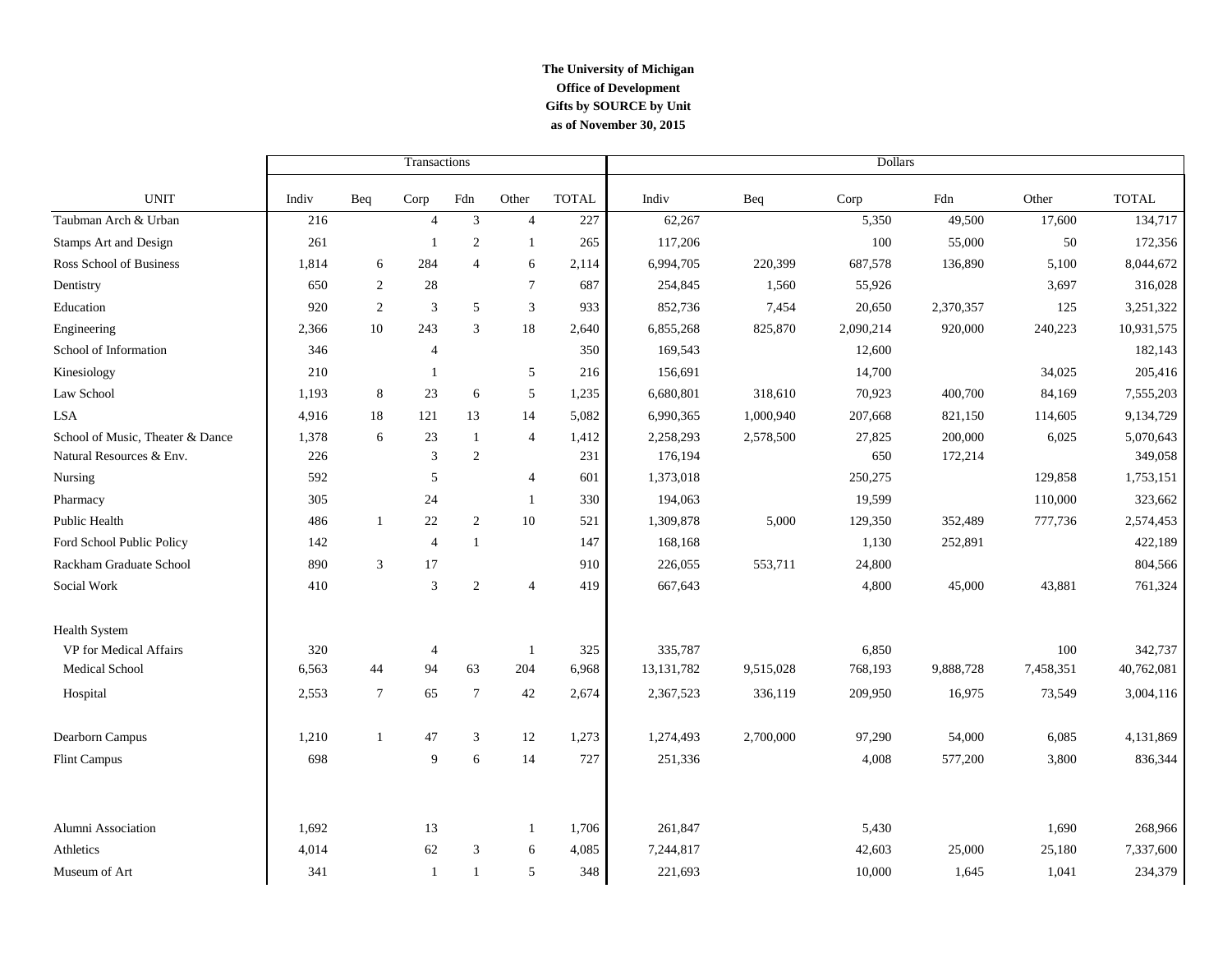**The University of Michigan**
**Office of Development**
**Gifts by SOURCE by Unit**
**as of November 30, 2015**

| | Transactions | | | | | | Dollars | | | | | |
|---|---|---|---|---|---|---|---|---|---|---|---|---|
| UNIT | Indiv | Beq | Corp | Fdn | Other | TOTAL | Indiv | Beq | Corp | Fdn | Other | TOTAL |
| Taubman Arch & Urban | 216 | | 4 | 3 | 4 | 227 | 62,267 | | 5,350 | 49,500 | 17,600 | 134,717 |
| Stamps Art and Design | 261 | | 1 | 2 | 1 | 265 | 117,206 | | 100 | 55,000 | 50 | 172,356 |
| Ross School of Business | 1,814 | 6 | 284 | 4 | 6 | 2,114 | 6,994,705 | 220,399 | 687,578 | 136,890 | 5,100 | 8,044,672 |
| Dentistry | 650 | 2 | 28 | | 7 | 687 | 254,845 | 1,560 | 55,926 | | 3,697 | 316,028 |
| Education | 920 | 2 | 3 | 5 | 3 | 933 | 852,736 | 7,454 | 20,650 | 2,370,357 | 125 | 3,251,322 |
| Engineering | 2,366 | 10 | 243 | 3 | 18 | 2,640 | 6,855,268 | 825,870 | 2,090,214 | 920,000 | 240,223 | 10,931,575 |
| School of Information | 346 | | 4 | | | 350 | 169,543 | | 12,600 | | | 182,143 |
| Kinesiology | 210 | | 1 | | 5 | 216 | 156,691 | | 14,700 | | 34,025 | 205,416 |
| Law School | 1,193 | 8 | 23 | 6 | 5 | 1,235 | 6,680,801 | 318,610 | 70,923 | 400,700 | 84,169 | 7,555,203 |
| LSA | 4,916 | 18 | 121 | 13 | 14 | 5,082 | 6,990,365 | 1,000,940 | 207,668 | 821,150 | 114,605 | 9,134,729 |
| School of Music, Theater & Dance | 1,378 | 6 | 23 | 1 | 4 | 1,412 | 2,258,293 | 2,578,500 | 27,825 | 200,000 | 6,025 | 5,070,643 |
| Natural Resources & Env. | 226 | | 3 | 2 | | 231 | 176,194 | | 650 | 172,214 | | 349,058 |
| Nursing | 592 | | 5 | | 4 | 601 | 1,373,018 | | 250,275 | | 129,858 | 1,753,151 |
| Pharmacy | 305 | | 24 | | 1 | 330 | 194,063 | | 19,599 | | 110,000 | 323,662 |
| Public Health | 486 | 1 | 22 | 2 | 10 | 521 | 1,309,878 | 5,000 | 129,350 | 352,489 | 777,736 | 2,574,453 |
| Ford School Public Policy | 142 | | 4 | 1 | | 147 | 168,168 | | 1,130 | 252,891 | | 422,189 |
| Rackham Graduate School | 890 | 3 | 17 | | | 910 | 226,055 | 553,711 | 24,800 | | | 804,566 |
| Social Work | 410 | | 3 | 2 | 4 | 419 | 667,643 | | 4,800 | 45,000 | 43,881 | 761,324 |
| Health System | | | | | | | | | | | | |
| VP for Medical Affairs | 320 | | 4 | | 1 | 325 | 335,787 | | 6,850 | | 100 | 342,737 |
| Medical School | 6,563 | 44 | 94 | 63 | 204 | 6,968 | 13,131,782 | 9,515,028 | 768,193 | 9,888,728 | 7,458,351 | 40,762,081 |
| Hospital | 2,553 | 7 | 65 | 7 | 42 | 2,674 | 2,367,523 | 336,119 | 209,950 | 16,975 | 73,549 | 3,004,116 |
| Dearborn Campus | 1,210 | 1 | 47 | 3 | 12 | 1,273 | 1,274,493 | 2,700,000 | 97,290 | 54,000 | 6,085 | 4,131,869 |
| Flint Campus | 698 | | 9 | 6 | 14 | 727 | 251,336 | | 4,008 | 577,200 | 3,800 | 836,344 |
| Alumni Association | 1,692 | | 13 | | 1 | 1,706 | 261,847 | | 5,430 | | 1,690 | 268,966 |
| Athletics | 4,014 | | 62 | 3 | 6 | 4,085 | 7,244,817 | | 42,603 | 25,000 | 25,180 | 7,337,600 |
| Museum of Art | 341 | | 1 | 1 | 5 | 348 | 221,693 | | 10,000 | 1,645 | 1,041 | 234,379 |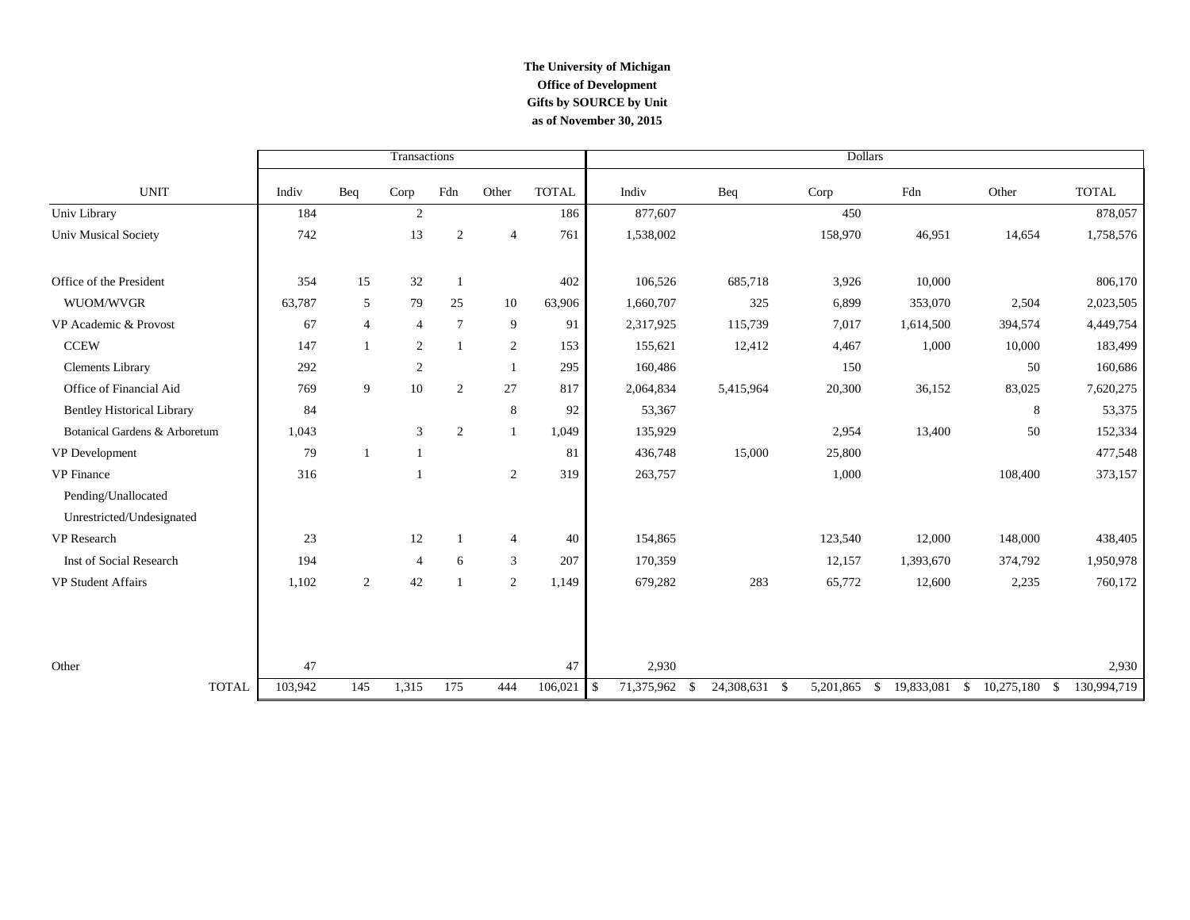**The University of Michigan**
**Office of Development**
**Gifts by SOURCE by Unit**
**as of November 30, 2015**

| | Transactions | | | | | | Dollars | | | | | |
|---|---|---|---|---|---|---|---|---|---|---|---|---|
| UNIT | Indiv | Beq | Corp | Fdn | Other | TOTAL | Indiv | Beq | Corp | Fdn | Other | TOTAL |
| Univ Library | 184 | | 2 | | | 186 | 877,607 | | 450 | | | 878,057 |
| Univ Musical Society | 742 | | 13 | 2 | 4 | 761 | 1,538,002 | | 158,970 | 46,951 | 14,654 | 1,758,576 |
| Office of the President | 354 | 15 | 32 | 1 | | 402 | 106,526 | 685,718 | 3,926 | 10,000 | | 806,170 |
| WUOM/WVGR | 63,787 | 5 | 79 | 25 | 10 | 63,906 | 1,660,707 | 325 | 6,899 | 353,070 | 2,504 | 2,023,505 |
| VP Academic & Provost | 67 | 4 | 4 | 7 | 9 | 91 | 2,317,925 | 115,739 | 7,017 | 1,614,500 | 394,574 | 4,449,754 |
| CCEW | 147 | 1 | 2 | 1 | 2 | 153 | 155,621 | 12,412 | 4,467 | 1,000 | 10,000 | 183,499 |
| Clements Library | 292 | | 2 | | 1 | 295 | 160,486 | | 150 | | 50 | 160,686 |
| Office of Financial Aid | 769 | 9 | 10 | 2 | 27 | 817 | 2,064,834 | 5,415,964 | 20,300 | 36,152 | 83,025 | 7,620,275 |
| Bentley Historical Library | 84 | | | | 8 | 92 | 53,367 | | | | 8 | 53,375 |
| Botanical Gardens & Arboretum | 1,043 | | 3 | 2 | 1 | 1,049 | 135,929 | | 2,954 | 13,400 | 50 | 152,334 |
| VP Development | 79 | 1 | 1 | | | 81 | 436,748 | 15,000 | 25,800 | | | 477,548 |
| VP Finance | 316 | | 1 | | 2 | 319 | 263,757 | | 1,000 | | 108,400 | 373,157 |
| Pending/Unallocated | | | | | | | | | | | | |
| Unrestricted/Undesignated | | | | | | | | | | | | |
| VP Research | 23 | | 12 | 1 | 4 | 40 | 154,865 | | 123,540 | 12,000 | 148,000 | 438,405 |
| Inst of Social Research | 194 | | 4 | 6 | 3 | 207 | 170,359 | | 12,157 | 1,393,670 | 374,792 | 1,950,978 |
| VP Student Affairs | 1,102 | 2 | 42 | 1 | 2 | 1,149 | 679,282 | 283 | 65,772 | 12,600 | 2,235 | 760,172 |
| Other | 47 | | | | | 47 | 2,930 | | | | | 2,930 |
| TOTAL | 103,942 | 145 | 1,315 | 175 | 444 | 106,021 | $ 71,375,962 | $ 24,308,631 | $ 5,201,865 | $ 19,833,081 | $ 10,275,180 | $ 130,994,719 |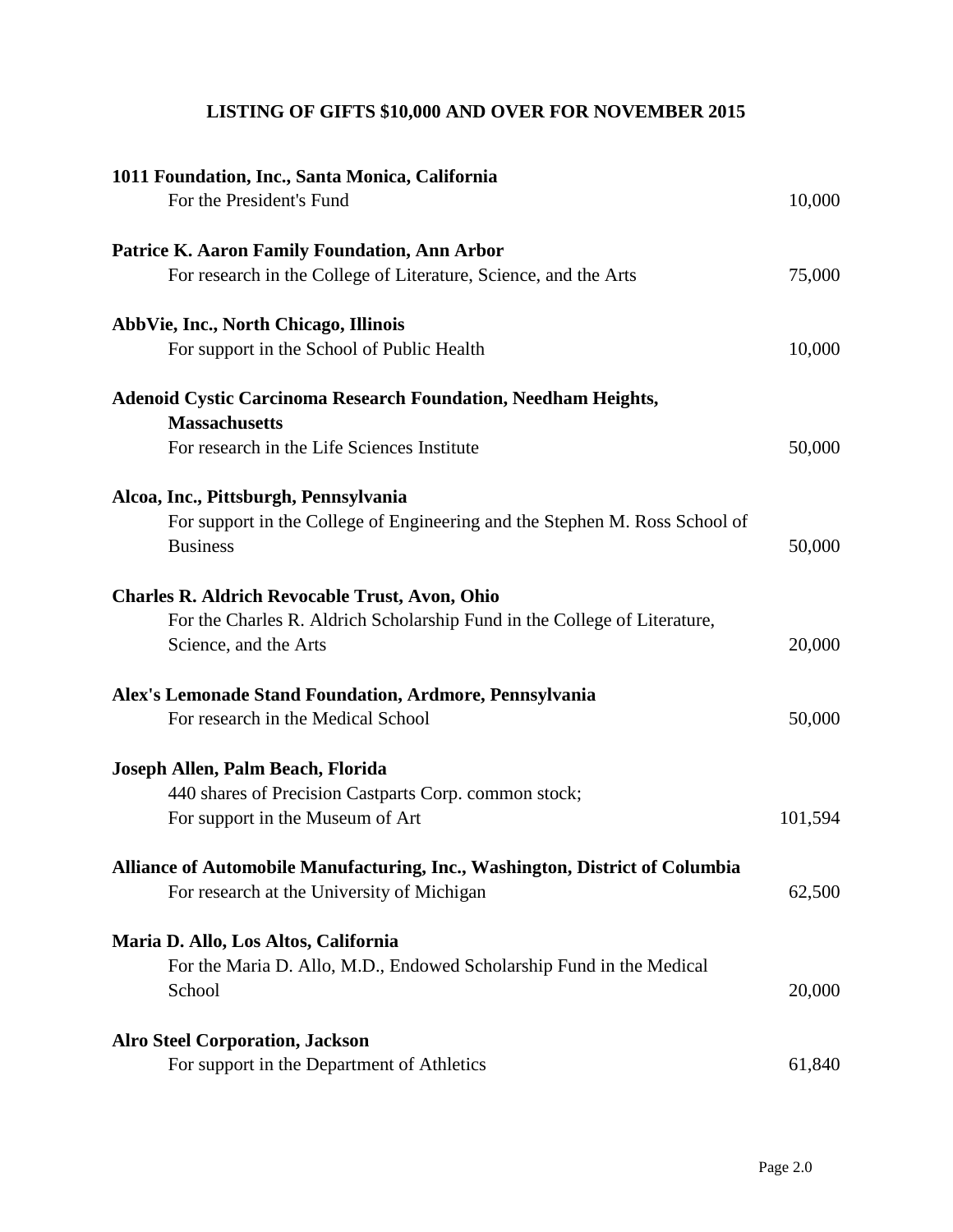## LISTING OF GIFTS $10,000 AND OVER FOR NOVEMBER 2015

**1011 Foundation, Inc., Santa Monica, California**
For the President's Fund — 10,000

**Patrice K. Aaron Family Foundation, Ann Arbor**
For research in the College of Literature, Science, and the Arts — 75,000

**AbbVie, Inc., North Chicago, Illinois**
For support in the School of Public Health — 10,000

**Adenoid Cystic Carcinoma Research Foundation, Needham Heights, Massachusetts**
For research in the Life Sciences Institute — 50,000

**Alcoa, Inc., Pittsburgh, Pennsylvania**
For support in the College of Engineering and the Stephen M. Ross School of Business — 50,000

**Charles R. Aldrich Revocable Trust, Avon, Ohio**
For the Charles R. Aldrich Scholarship Fund in the College of Literature, Science, and the Arts — 20,000

**Alex's Lemonade Stand Foundation, Ardmore, Pennsylvania**
For research in the Medical School — 50,000

**Joseph Allen, Palm Beach, Florida**
440 shares of Precision Castparts Corp. common stock;
For support in the Museum of Art — 101,594

**Alliance of Automobile Manufacturing, Inc., Washington, District of Columbia**
For research at the University of Michigan — 62,500

**Maria D. Allo, Los Altos, California**
For the Maria D. Allo, M.D., Endowed Scholarship Fund in the Medical School — 20,000

**Alro Steel Corporation, Jackson**
For support in the Department of Athletics — 61,840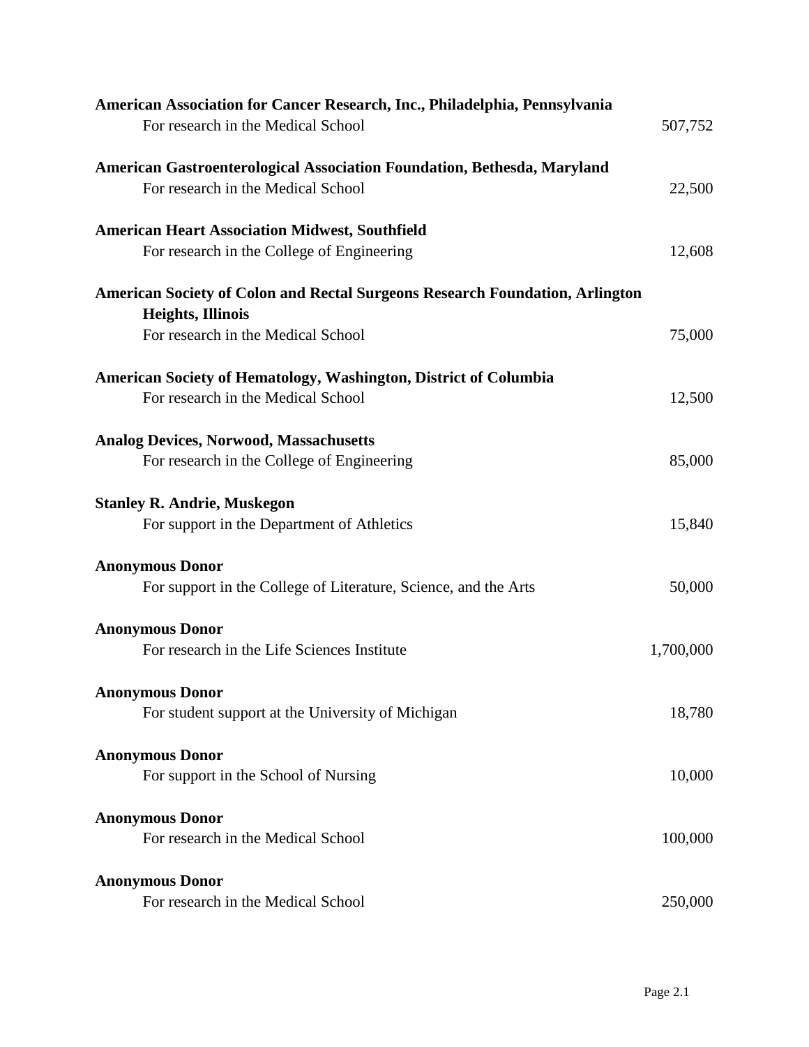**American Association for Cancer Research, Inc., Philadelphia, Pennsylvania**
For research in the Medical School 507,752

**American Gastroenterological Association Foundation, Bethesda, Maryland**
For research in the Medical School 22,500

**American Heart Association Midwest, Southfield**
For research in the College of Engineering 12,608

**American Society of Colon and Rectal Surgeons Research Foundation, Arlington Heights, Illinois**
For research in the Medical School 75,000

**American Society of Hematology, Washington, District of Columbia**
For research in the Medical School 12,500

**Analog Devices, Norwood, Massachusetts**
For research in the College of Engineering 85,000

**Stanley R. Andrie, Muskegon**
For support in the Department of Athletics 15,840

**Anonymous Donor**
For support in the College of Literature, Science, and the Arts 50,000

**Anonymous Donor**
For research in the Life Sciences Institute 1,700,000

**Anonymous Donor**
For student support at the University of Michigan 18,780

**Anonymous Donor**
For support in the School of Nursing 10,000

**Anonymous Donor**
For research in the Medical School 100,000

**Anonymous Donor**
For research in the Medical School 250,000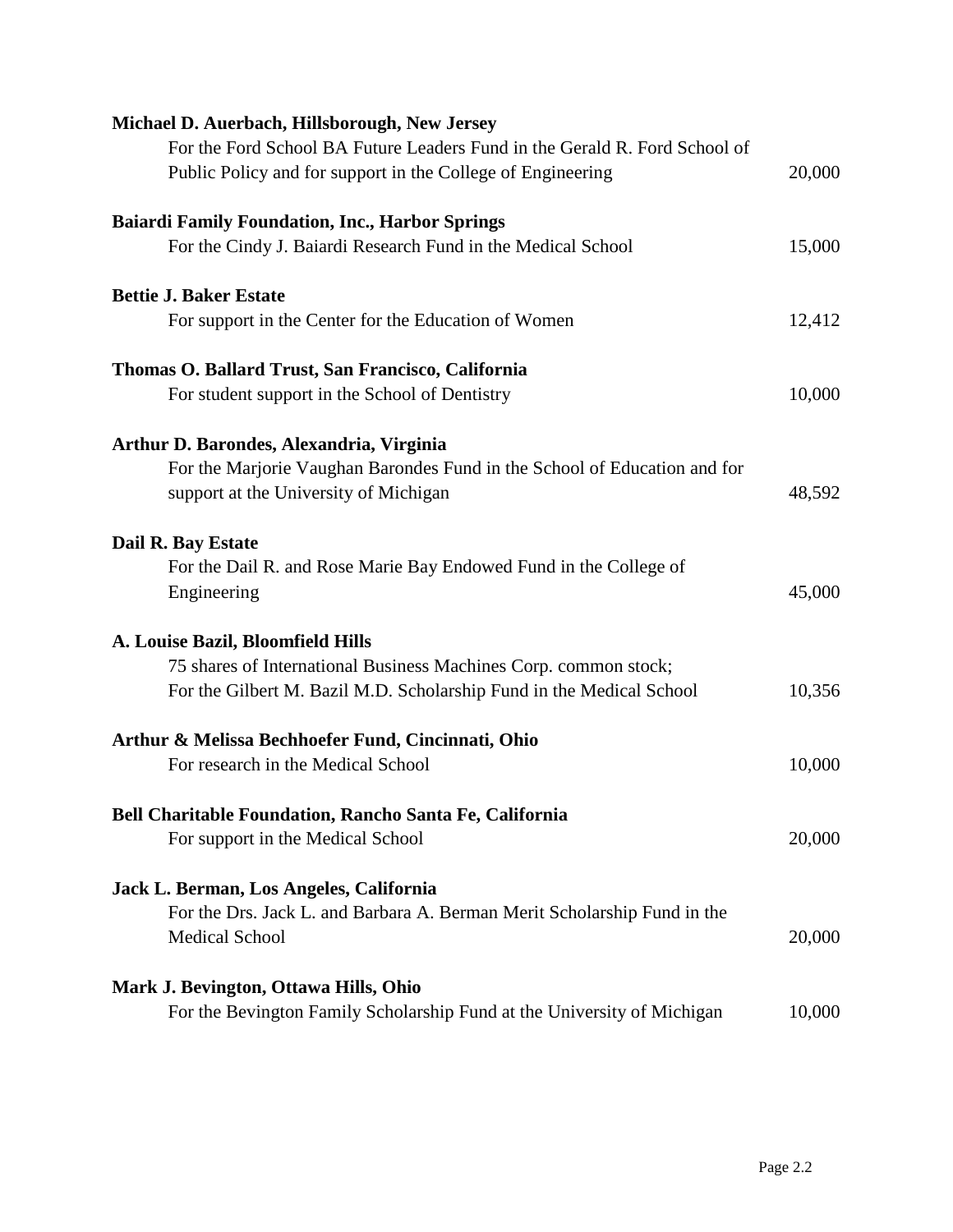**Michael D. Auerbach, Hillsborough, New Jersey**
For the Ford School BA Future Leaders Fund in the Gerald R. Ford School of Public Policy and for support in the College of Engineering — 20,000

**Baiardi Family Foundation, Inc., Harbor Springs**
For the Cindy J. Baiardi Research Fund in the Medical School — 15,000

**Bettie J. Baker Estate**
For support in the Center for the Education of Women — 12,412

**Thomas O. Ballard Trust, San Francisco, California**
For student support in the School of Dentistry — 10,000

**Arthur D. Barondes, Alexandria, Virginia**
For the Marjorie Vaughan Barondes Fund in the School of Education and for support at the University of Michigan — 48,592

**Dail R. Bay Estate**
For the Dail R. and Rose Marie Bay Endowed Fund in the College of Engineering — 45,000

**A. Louise Bazil, Bloomfield Hills**
75 shares of International Business Machines Corp. common stock;
For the Gilbert M. Bazil M.D. Scholarship Fund in the Medical School — 10,356

**Arthur & Melissa Bechhoefer Fund, Cincinnati, Ohio**
For research in the Medical School — 10,000

**Bell Charitable Foundation, Rancho Santa Fe, California**
For support in the Medical School — 20,000

**Jack L. Berman, Los Angeles, California**
For the Drs. Jack L. and Barbara A. Berman Merit Scholarship Fund in the Medical School — 20,000

**Mark J. Bevington, Ottawa Hills, Ohio**
For the Bevington Family Scholarship Fund at the University of Michigan — 10,000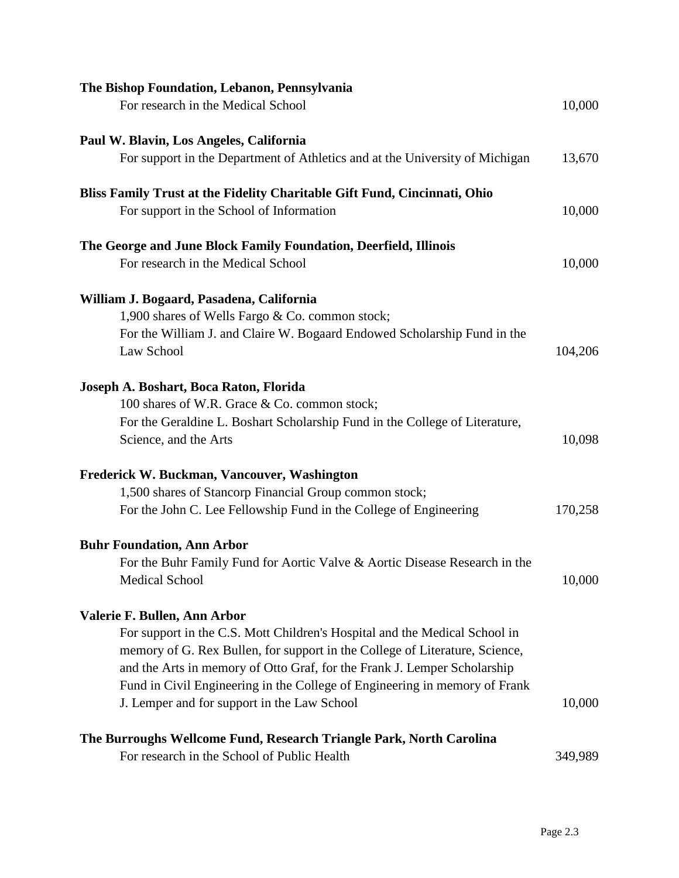**The Bishop Foundation, Lebanon, Pennsylvania**

For research in the Medical School — 10,000

**Paul W. Blavin, Los Angeles, California**

For support in the Department of Athletics and at the University of Michigan — 13,670

**Bliss Family Trust at the Fidelity Charitable Gift Fund, Cincinnati, Ohio**

For support in the School of Information — 10,000

**The George and June Block Family Foundation, Deerfield, Illinois**

For research in the Medical School — 10,000

**William J. Bogaard, Pasadena, California**

1,900 shares of Wells Fargo & Co. common stock;
For the William J. and Claire W. Bogaard Endowed Scholarship Fund in the Law School — 104,206

**Joseph A. Boshart, Boca Raton, Florida**

100 shares of W.R. Grace & Co. common stock;
For the Geraldine L. Boshart Scholarship Fund in the College of Literature, Science, and the Arts — 10,098

**Frederick W. Buckman, Vancouver, Washington**

1,500 shares of Stancorp Financial Group common stock;
For the John C. Lee Fellowship Fund in the College of Engineering — 170,258

**Buhr Foundation, Ann Arbor**

For the Buhr Family Fund for Aortic Valve & Aortic Disease Research in the Medical School — 10,000

**Valerie F. Bullen, Ann Arbor**

For support in the C.S. Mott Children's Hospital and the Medical School in memory of G. Rex Bullen, for support in the College of Literature, Science, and the Arts in memory of Otto Graf, for the Frank J. Lemper Scholarship Fund in Civil Engineering in the College of Engineering in memory of Frank J. Lemper and for support in the Law School — 10,000

**The Burroughs Wellcome Fund, Research Triangle Park, North Carolina**

For research in the School of Public Health — 349,989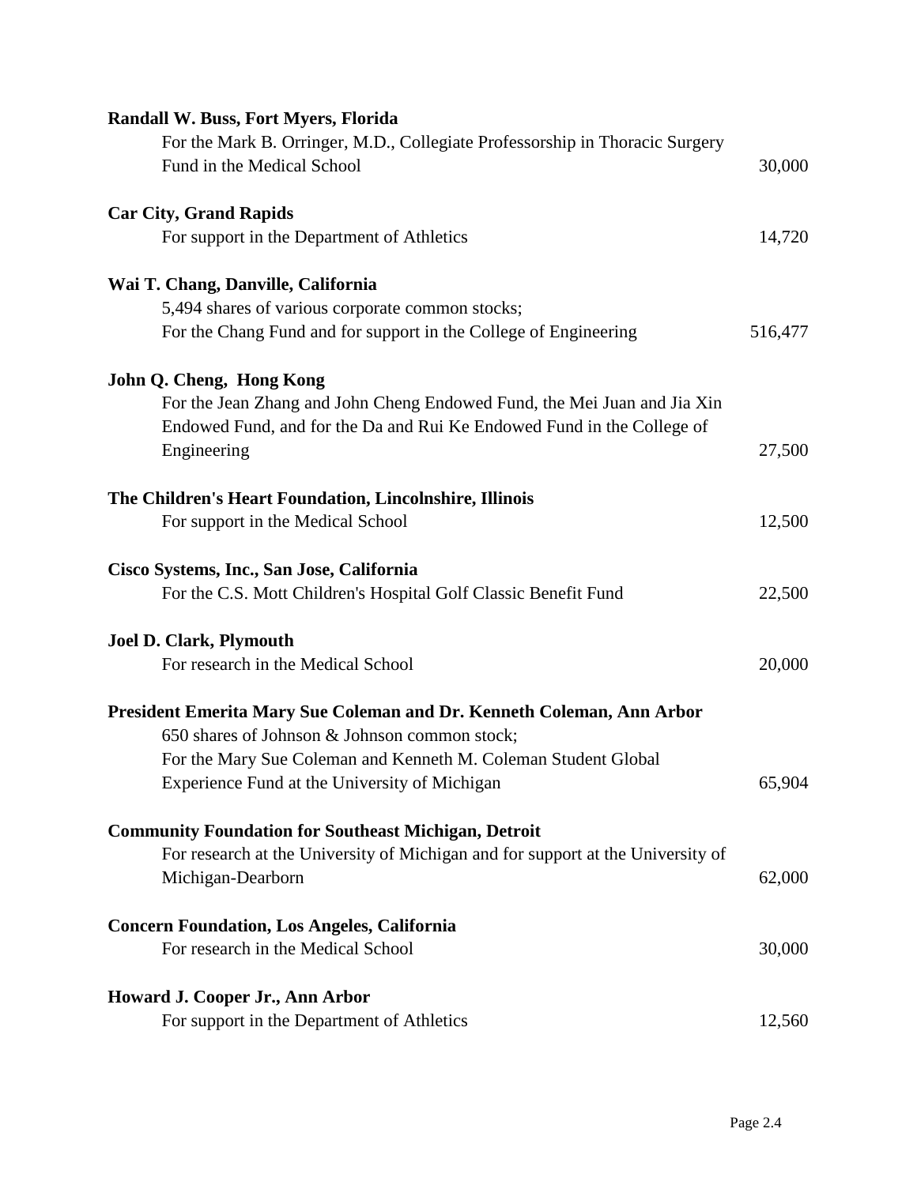**Randall W. Buss, Fort Myers, Florida**
For the Mark B. Orringer, M.D., Collegiate Professorship in Thoracic Surgery Fund in the Medical School — 30,000

**Car City, Grand Rapids**
For support in the Department of Athletics — 14,720

**Wai T. Chang, Danville, California**
5,494 shares of various corporate common stocks;
For the Chang Fund and for support in the College of Engineering — 516,477

**John Q. Cheng, Hong Kong**
For the Jean Zhang and John Cheng Endowed Fund, the Mei Juan and Jia Xin Endowed Fund, and for the Da and Rui Ke Endowed Fund in the College of Engineering — 27,500

**The Children's Heart Foundation, Lincolnshire, Illinois**
For support in the Medical School — 12,500

**Cisco Systems, Inc., San Jose, California**
For the C.S. Mott Children's Hospital Golf Classic Benefit Fund — 22,500

**Joel D. Clark, Plymouth**
For research in the Medical School — 20,000

**President Emerita Mary Sue Coleman and Dr. Kenneth Coleman, Ann Arbor**
650 shares of Johnson & Johnson common stock;
For the Mary Sue Coleman and Kenneth M. Coleman Student Global Experience Fund at the University of Michigan — 65,904

**Community Foundation for Southeast Michigan, Detroit**
For research at the University of Michigan and for support at the University of Michigan-Dearborn — 62,000

**Concern Foundation, Los Angeles, California**
For research in the Medical School — 30,000

**Howard J. Cooper Jr., Ann Arbor**
For support in the Department of Athletics — 12,560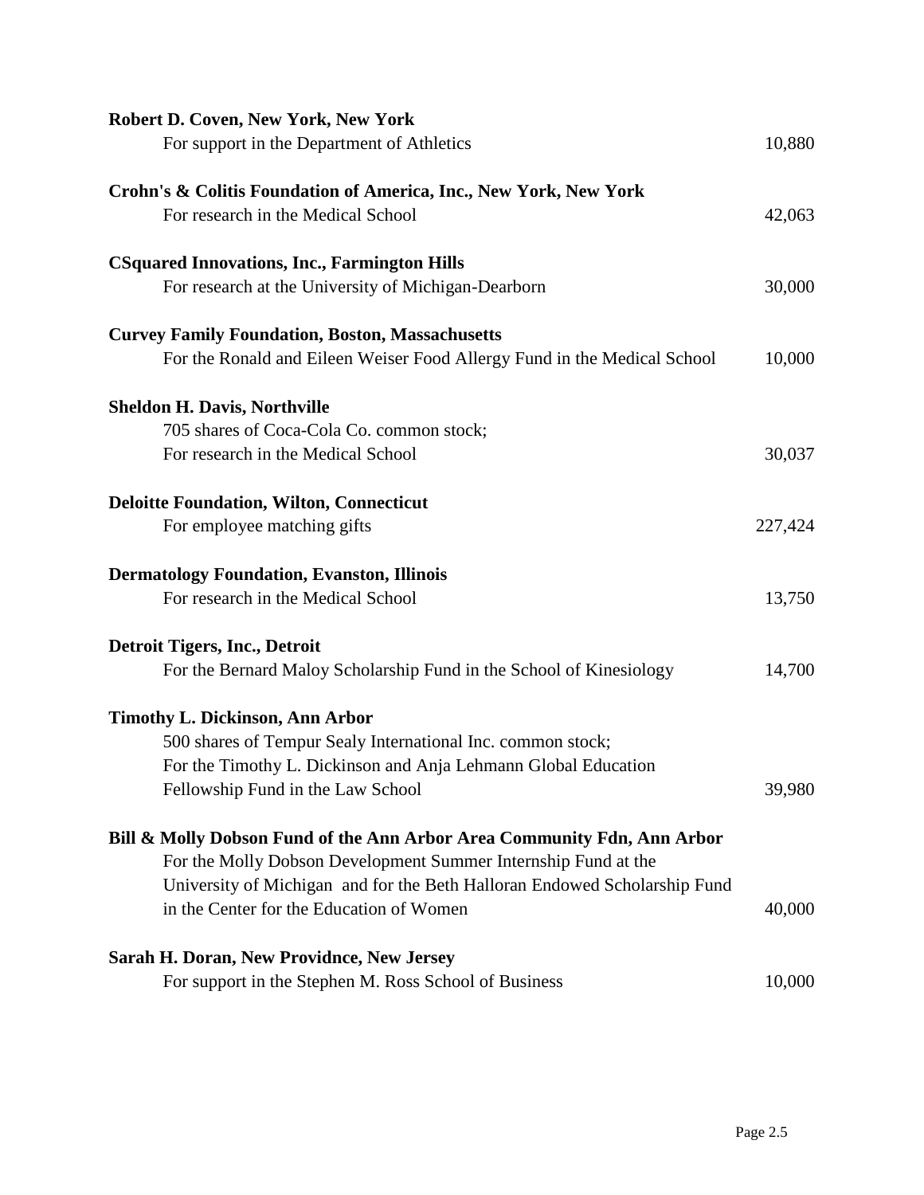**Robert D. Coven, New York, New York**
For support in the Department of Athletics 10,880

**Crohn's & Colitis Foundation of America, Inc., New York, New York**
For research in the Medical School 42,063

**CSquared Innovations, Inc., Farmington Hills**
For research at the University of Michigan-Dearborn 30,000

**Curvey Family Foundation, Boston, Massachusetts**
For the Ronald and Eileen Weiser Food Allergy Fund in the Medical School 10,000

**Sheldon H. Davis, Northville**
705 shares of Coca-Cola Co. common stock;
For research in the Medical School 30,037

**Deloitte Foundation, Wilton, Connecticut**
For employee matching gifts 227,424

**Dermatology Foundation, Evanston, Illinois**
For research in the Medical School 13,750

**Detroit Tigers, Inc., Detroit**
For the Bernard Maloy Scholarship Fund in the School of Kinesiology 14,700

**Timothy L. Dickinson, Ann Arbor**
500 shares of Tempur Sealy International Inc. common stock;
For the Timothy L. Dickinson and Anja Lehmann Global Education Fellowship Fund in the Law School 39,980

**Bill & Molly Dobson Fund of the Ann Arbor Area Community Fdn, Ann Arbor**
For the Molly Dobson Development Summer Internship Fund at the University of Michigan and for the Beth Halloran Endowed Scholarship Fund in the Center for the Education of Women 40,000

**Sarah H. Doran, New Providnce, New Jersey**
For support in the Stephen M. Ross School of Business 10,000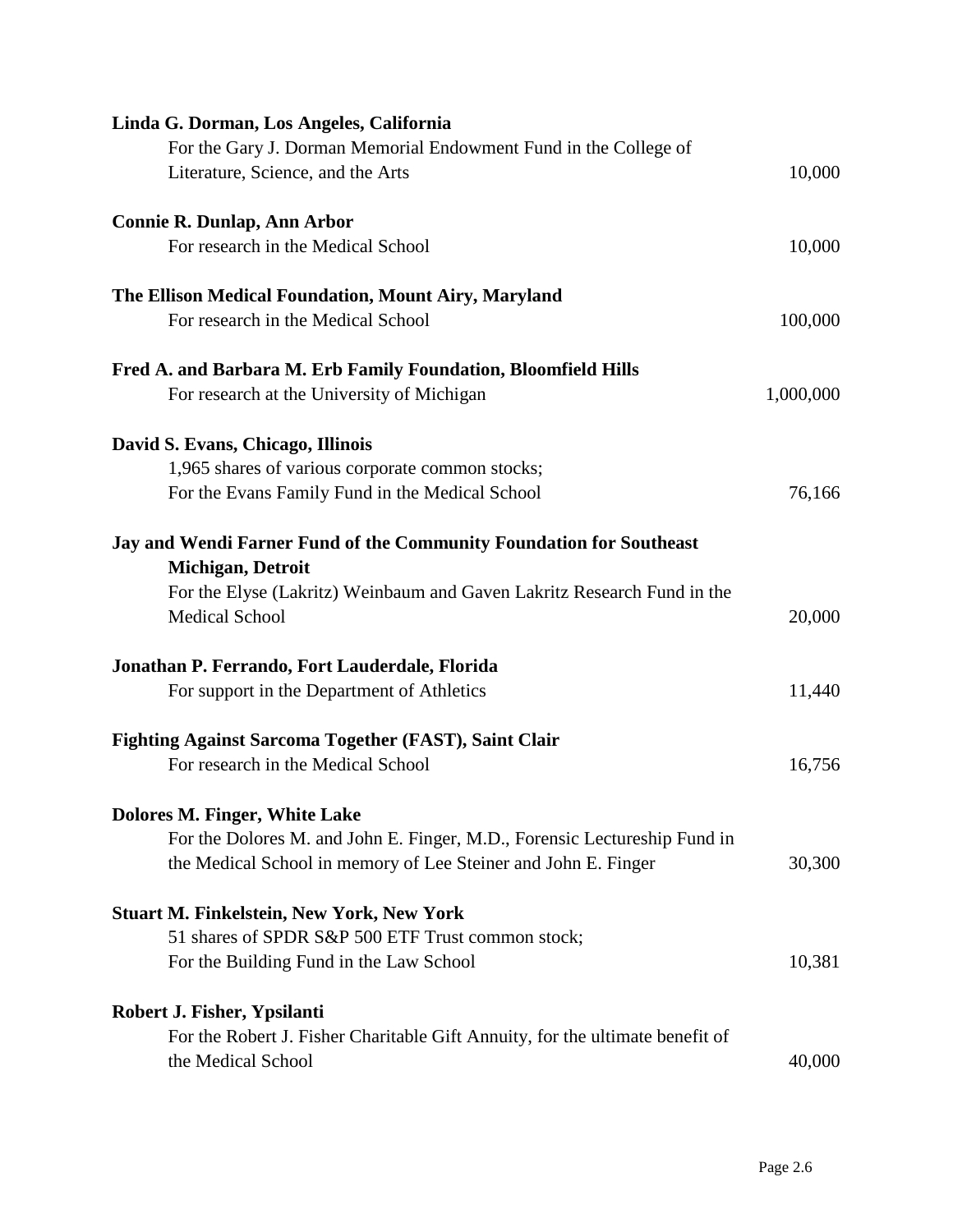**Linda G. Dorman, Los Angeles, California**
For the Gary J. Dorman Memorial Endowment Fund in the College of Literature, Science, and the Arts — 10,000

**Connie R. Dunlap, Ann Arbor**
For research in the Medical School — 10,000

**The Ellison Medical Foundation, Mount Airy, Maryland**
For research in the Medical School — 100,000

**Fred A. and Barbara M. Erb Family Foundation, Bloomfield Hills**
For research at the University of Michigan — 1,000,000

**David S. Evans, Chicago, Illinois**
1,965 shares of various corporate common stocks;
For the Evans Family Fund in the Medical School — 76,166

**Jay and Wendi Farner Fund of the Community Foundation for Southeast Michigan, Detroit**
For the Elyse (Lakritz) Weinbaum and Gaven Lakritz Research Fund in the Medical School — 20,000

**Jonathan P. Ferrando, Fort Lauderdale, Florida**
For support in the Department of Athletics — 11,440

**Fighting Against Sarcoma Together (FAST), Saint Clair**
For research in the Medical School — 16,756

**Dolores M. Finger, White Lake**
For the Dolores M. and John E. Finger, M.D., Forensic Lectureship Fund in the Medical School in memory of Lee Steiner and John E. Finger — 30,300

**Stuart M. Finkelstein, New York, New York**
51 shares of SPDR S&P 500 ETF Trust common stock;
For the Building Fund in the Law School — 10,381

**Robert J. Fisher, Ypsilanti**
For the Robert J. Fisher Charitable Gift Annuity, for the ultimate benefit of the Medical School — 40,000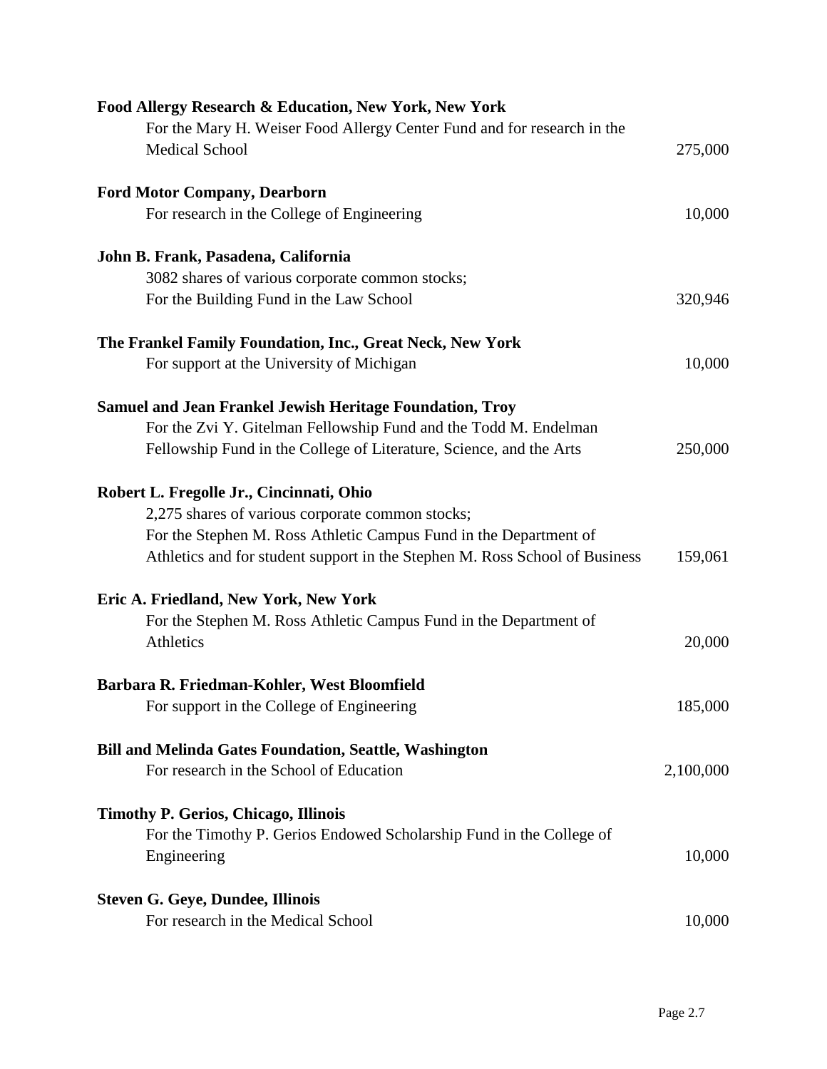**Food Allergy Research & Education, New York, New York**
For the Mary H. Weiser Food Allergy Center Fund and for research in the Medical School — 275,000

**Ford Motor Company, Dearborn**
For research in the College of Engineering — 10,000

**John B. Frank, Pasadena, California**
3082 shares of various corporate common stocks;
For the Building Fund in the Law School — 320,946

**The Frankel Family Foundation, Inc., Great Neck, New York**
For support at the University of Michigan — 10,000

**Samuel and Jean Frankel Jewish Heritage Foundation, Troy**
For the Zvi Y. Gitelman Fellowship Fund and the Todd M. Endelman Fellowship Fund in the College of Literature, Science, and the Arts — 250,000

**Robert L. Fregolle Jr., Cincinnati, Ohio**
2,275 shares of various corporate common stocks;
For the Stephen M. Ross Athletic Campus Fund in the Department of Athletics and for student support in the Stephen M. Ross School of Business — 159,061

**Eric A. Friedland, New York, New York**
For the Stephen M. Ross Athletic Campus Fund in the Department of Athletics — 20,000

**Barbara R. Friedman-Kohler, West Bloomfield**
For support in the College of Engineering — 185,000

**Bill and Melinda Gates Foundation, Seattle, Washington**
For research in the School of Education — 2,100,000

**Timothy P. Gerios, Chicago, Illinois**
For the Timothy P. Gerios Endowed Scholarship Fund in the College of Engineering — 10,000

**Steven G. Geye, Dundee, Illinois**
For research in the Medical School — 10,000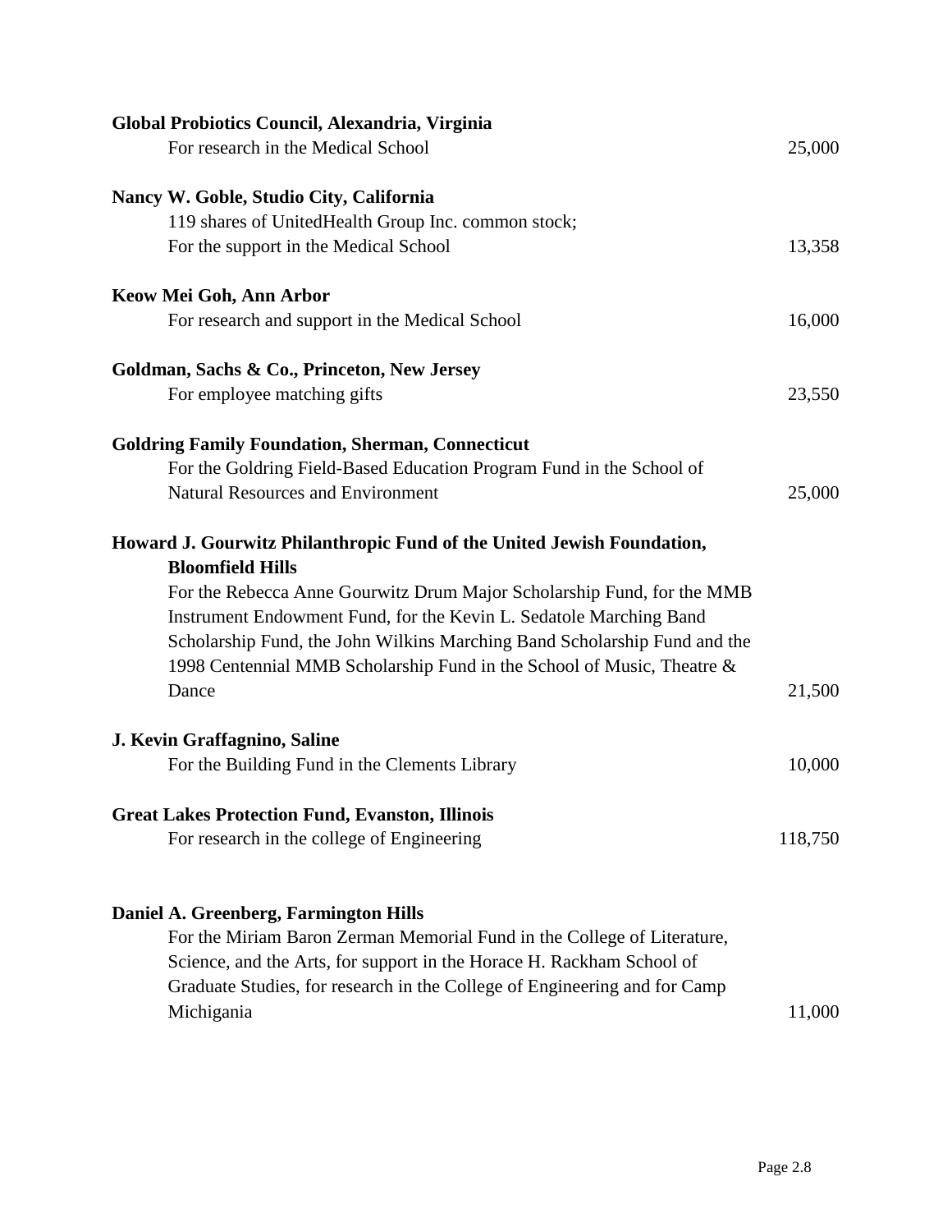**Global Probiotics Council, Alexandria, Virginia**
For research in the Medical School 25,000

**Nancy W. Goble, Studio City, California**
119 shares of UnitedHealth Group Inc. common stock;
For the support in the Medical School 13,358

**Keow Mei Goh, Ann Arbor**
For research and support in the Medical School 16,000

**Goldman, Sachs & Co., Princeton, New Jersey**
For employee matching gifts 23,550

**Goldring Family Foundation, Sherman, Connecticut**
For the Goldring Field-Based Education Program Fund in the School of Natural Resources and Environment 25,000

**Howard J. Gourwitz Philanthropic Fund of the United Jewish Foundation, Bloomfield Hills**
For the Rebecca Anne Gourwitz Drum Major Scholarship Fund, for the MMB Instrument Endowment Fund, for the Kevin L. Sedatole Marching Band Scholarship Fund, the John Wilkins Marching Band Scholarship Fund and the 1998 Centennial MMB Scholarship Fund in the School of Music, Theatre & Dance 21,500

**J. Kevin Graffagnino, Saline**
For the Building Fund in the Clements Library 10,000

**Great Lakes Protection Fund, Evanston, Illinois**
For research in the college of Engineering 118,750

**Daniel A. Greenberg, Farmington Hills**
For the Miriam Baron Zerman Memorial Fund in the College of Literature, Science, and the Arts, for support in the Horace H. Rackham School of Graduate Studies, for research in the College of Engineering and for Camp Michigania 11,000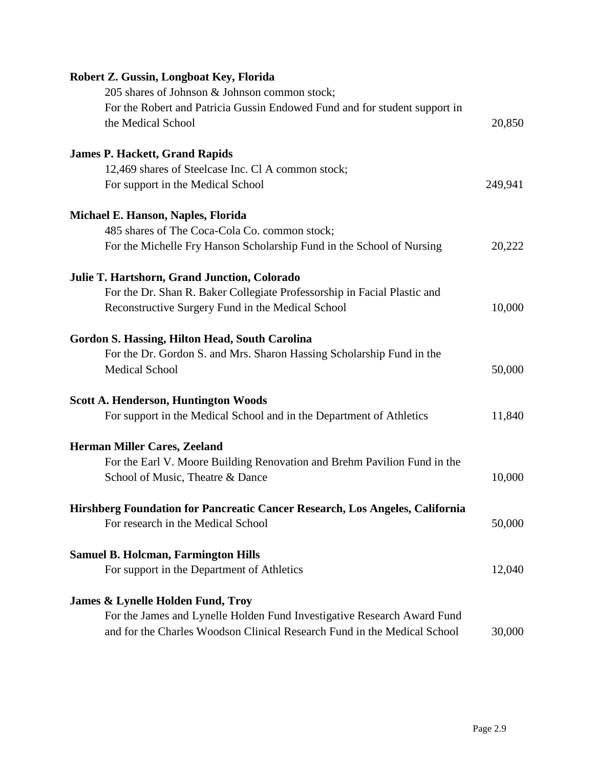**Robert Z. Gussin, Longboat Key, Florida**
205 shares of Johnson & Johnson common stock;
For the Robert and Patricia Gussin Endowed Fund and for student support in the Medical School — 20,850

**James P. Hackett, Grand Rapids**
12,469 shares of Steelcase Inc. Cl A common stock;
For support in the Medical School — 249,941

**Michael E. Hanson, Naples, Florida**
485 shares of The Coca-Cola Co. common stock;
For the Michelle Fry Hanson Scholarship Fund in the School of Nursing — 20,222

**Julie T. Hartshorn, Grand Junction, Colorado**
For the Dr. Shan R. Baker Collegiate Professorship in Facial Plastic and Reconstructive Surgery Fund in the Medical School — 10,000

**Gordon S. Hassing, Hilton Head, South Carolina**
For the Dr. Gordon S. and Mrs. Sharon Hassing Scholarship Fund in the Medical School — 50,000

**Scott A. Henderson, Huntington Woods**
For support in the Medical School and in the Department of Athletics — 11,840

**Herman Miller Cares, Zeeland**
For the Earl V. Moore Building Renovation and Brehm Pavilion Fund in the School of Music, Theatre & Dance — 10,000

**Hirshberg Foundation for Pancreatic Cancer Research, Los Angeles, California**
For research in the Medical School — 50,000

**Samuel B. Holcman, Farmington Hills**
For support in the Department of Athletics — 12,040

**James & Lynelle Holden Fund, Troy**
For the James and Lynelle Holden Fund Investigative Research Award Fund and for the Charles Woodson Clinical Research Fund in the Medical School — 30,000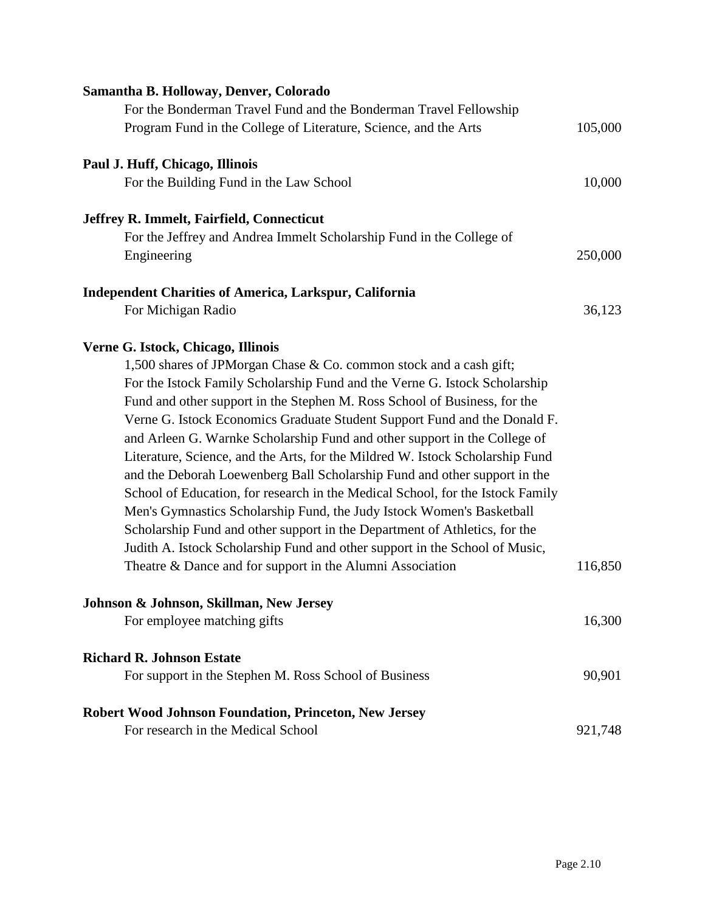**Samantha B. Holloway, Denver, Colorado**

For the Bonderman Travel Fund and the Bonderman Travel Fellowship Program Fund in the College of Literature, Science, and the Arts — 105,000

**Paul J. Huff, Chicago, Illinois**

For the Building Fund in the Law School — 10,000

**Jeffrey R. Immelt, Fairfield, Connecticut**

For the Jeffrey and Andrea Immelt Scholarship Fund in the College of Engineering — 250,000

**Independent Charities of America, Larkspur, California**

For Michigan Radio — 36,123

**Verne G. Istock, Chicago, Illinois**

1,500 shares of JPMorgan Chase & Co. common stock and a cash gift; For the Istock Family Scholarship Fund and the Verne G. Istock Scholarship Fund and other support in the Stephen M. Ross School of Business, for the Verne G. Istock Economics Graduate Student Support Fund and the Donald F. and Arleen G. Warnke Scholarship Fund and other support in the College of Literature, Science, and the Arts, for the Mildred W. Istock Scholarship Fund and the Deborah Loewenberg Ball Scholarship Fund and other support in the School of Education, for research in the Medical School, for the Istock Family Men's Gymnastics Scholarship Fund, the Judy Istock Women's Basketball Scholarship Fund and other support in the Department of Athletics, for the Judith A. Istock Scholarship Fund and other support in the School of Music, Theatre & Dance and for support in the Alumni Association — 116,850

**Johnson & Johnson, Skillman, New Jersey**

For employee matching gifts — 16,300

**Richard R. Johnson Estate**

For support in the Stephen M. Ross School of Business — 90,901

**Robert Wood Johnson Foundation, Princeton, New Jersey**

For research in the Medical School — 921,748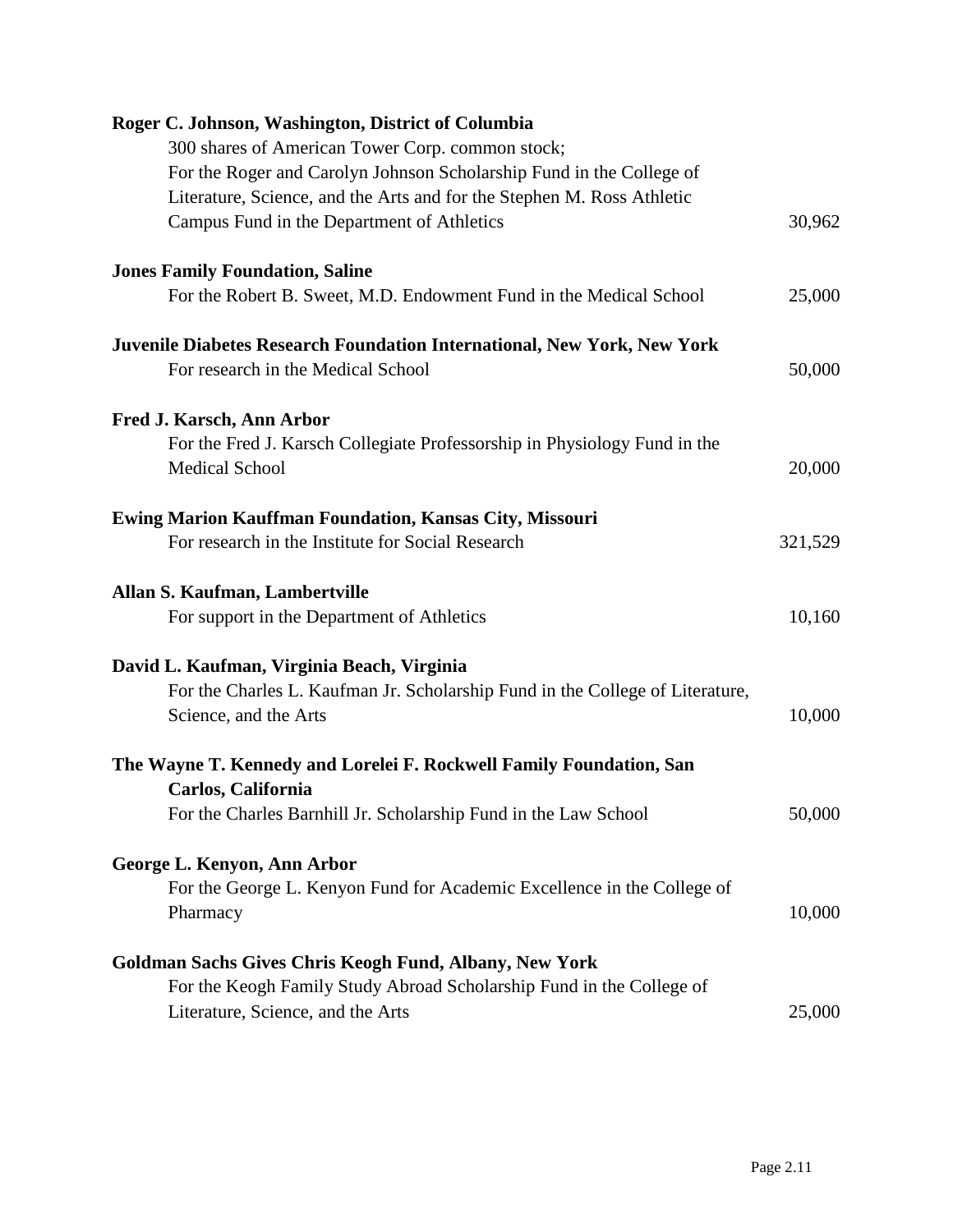**Roger C. Johnson, Washington, District of Columbia**

300 shares of American Tower Corp. common stock;
For the Roger and Carolyn Johnson Scholarship Fund in the College of Literature, Science, and the Arts and for the Stephen M. Ross Athletic Campus Fund in the Department of Athletics — 30,962

**Jones Family Foundation, Saline**

For the Robert B. Sweet, M.D. Endowment Fund in the Medical School — 25,000

**Juvenile Diabetes Research Foundation International, New York, New York**

For research in the Medical School — 50,000

**Fred J. Karsch, Ann Arbor**

For the Fred J. Karsch Collegiate Professorship in Physiology Fund in the Medical School — 20,000

**Ewing Marion Kauffman Foundation, Kansas City, Missouri**

For research in the Institute for Social Research — 321,529

**Allan S. Kaufman, Lambertville**

For support in the Department of Athletics — 10,160

**David L. Kaufman, Virginia Beach, Virginia**

For the Charles L. Kaufman Jr. Scholarship Fund in the College of Literature, Science, and the Arts — 10,000

**The Wayne T. Kennedy and Lorelei F. Rockwell Family Foundation, San Carlos, California**

For the Charles Barnhill Jr. Scholarship Fund in the Law School — 50,000

**George L. Kenyon, Ann Arbor**

For the George L. Kenyon Fund for Academic Excellence in the College of Pharmacy — 10,000

**Goldman Sachs Gives Chris Keogh Fund, Albany, New York**

For the Keogh Family Study Abroad Scholarship Fund in the College of Literature, Science, and the Arts — 25,000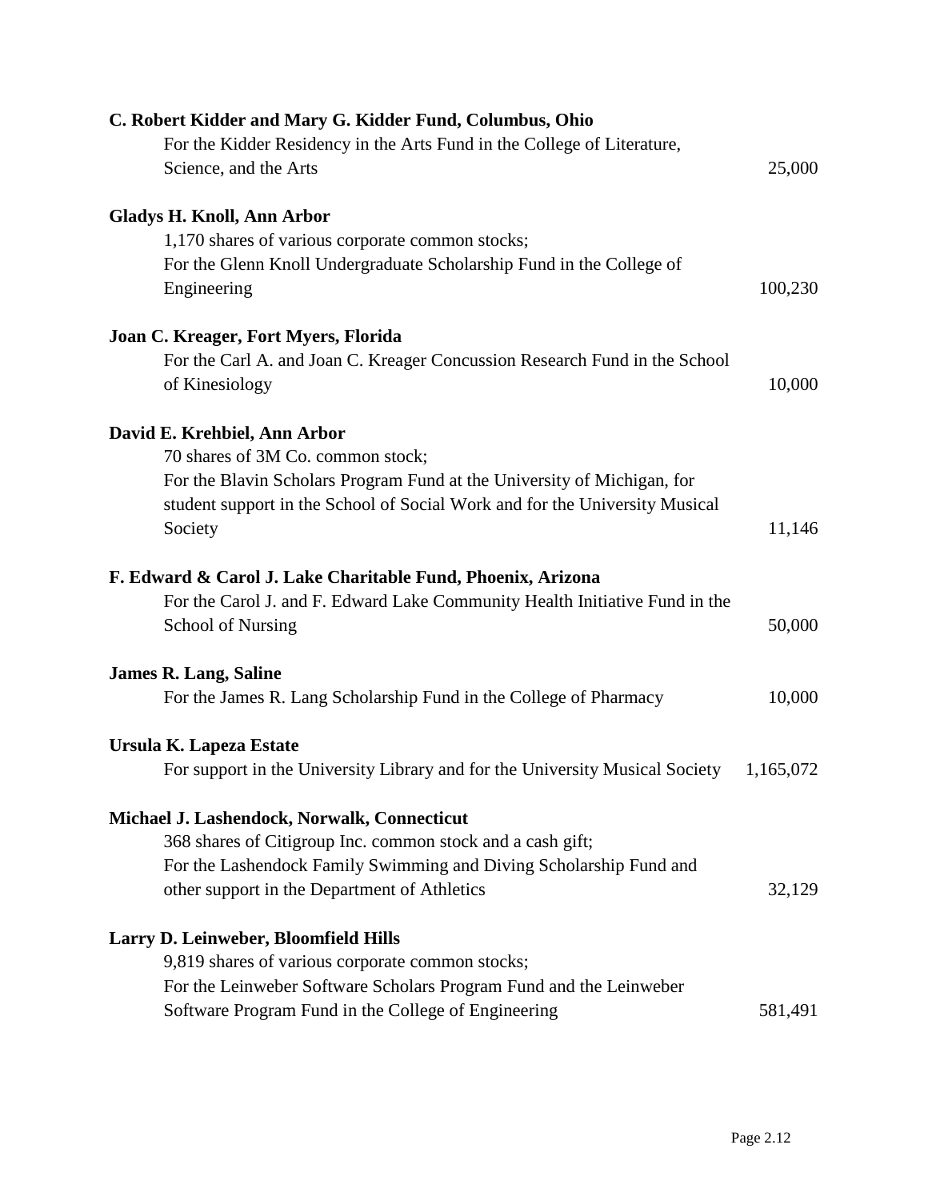**C. Robert Kidder and Mary G. Kidder Fund, Columbus, Ohio**
For the Kidder Residency in the Arts Fund in the College of Literature, Science, and the Arts — 25,000

**Gladys H. Knoll, Ann Arbor**
1,170 shares of various corporate common stocks;
For the Glenn Knoll Undergraduate Scholarship Fund in the College of Engineering — 100,230

**Joan C. Kreager, Fort Myers, Florida**
For the Carl A. and Joan C. Kreager Concussion Research Fund in the School of Kinesiology — 10,000

**David E. Krehbiel, Ann Arbor**
70 shares of 3M Co. common stock;
For the Blavin Scholars Program Fund at the University of Michigan, for student support in the School of Social Work and for the University Musical Society — 11,146

**F. Edward & Carol J. Lake Charitable Fund, Phoenix, Arizona**
For the Carol J. and F. Edward Lake Community Health Initiative Fund in the School of Nursing — 50,000

**James R. Lang, Saline**
For the James R. Lang Scholarship Fund in the College of Pharmacy — 10,000

**Ursula K. Lapeza Estate**
For support in the University Library and for the University Musical Society — 1,165,072

**Michael J. Lashendock, Norwalk, Connecticut**
368 shares of Citigroup Inc. common stock and a cash gift;
For the Lashendock Family Swimming and Diving Scholarship Fund and other support in the Department of Athletics — 32,129

**Larry D. Leinweber, Bloomfield Hills**
9,819 shares of various corporate common stocks;
For the Leinweber Software Scholars Program Fund and the Leinweber Software Program Fund in the College of Engineering — 581,491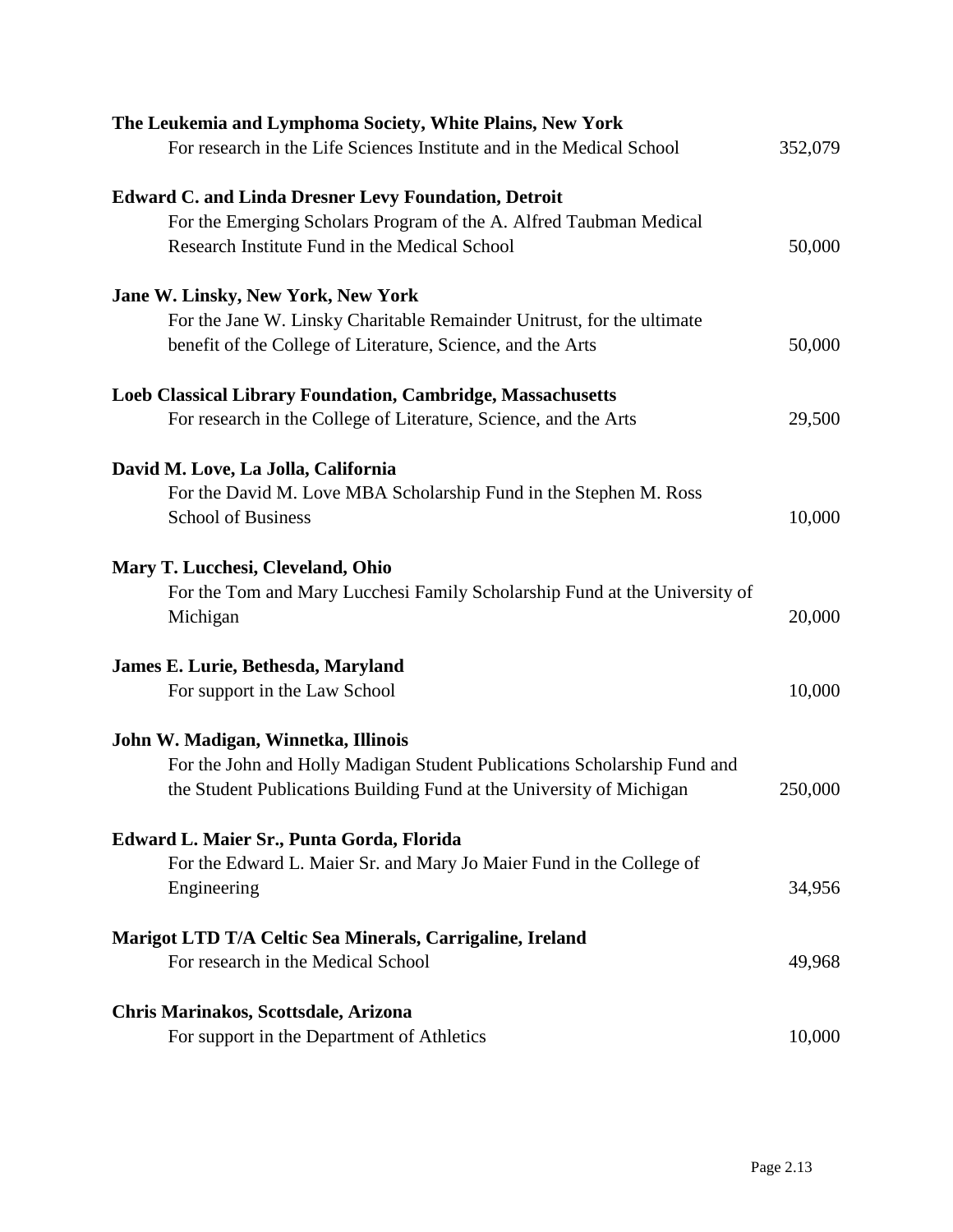**The Leukemia and Lymphoma Society, White Plains, New York**
For research in the Life Sciences Institute and in the Medical School — 352,079

**Edward C. and Linda Dresner Levy Foundation, Detroit**
For the Emerging Scholars Program of the A. Alfred Taubman Medical Research Institute Fund in the Medical School — 50,000

**Jane W. Linsky, New York, New York**
For the Jane W. Linsky Charitable Remainder Unitrust, for the ultimate benefit of the College of Literature, Science, and the Arts — 50,000

**Loeb Classical Library Foundation, Cambridge, Massachusetts**
For research in the College of Literature, Science, and the Arts — 29,500

**David M. Love, La Jolla, California**
For the David M. Love MBA Scholarship Fund in the Stephen M. Ross School of Business — 10,000

**Mary T. Lucchesi, Cleveland, Ohio**
For the Tom and Mary Lucchesi Family Scholarship Fund at the University of Michigan — 20,000

**James E. Lurie, Bethesda, Maryland**
For support in the Law School — 10,000

**John W. Madigan, Winnetka, Illinois**
For the John and Holly Madigan Student Publications Scholarship Fund and the Student Publications Building Fund at the University of Michigan — 250,000

**Edward L. Maier Sr., Punta Gorda, Florida**
For the Edward L. Maier Sr. and Mary Jo Maier Fund in the College of Engineering — 34,956

**Marigot LTD T/A Celtic Sea Minerals, Carrigaline, Ireland**
For research in the Medical School — 49,968

**Chris Marinakos, Scottsdale, Arizona**
For support in the Department of Athletics — 10,000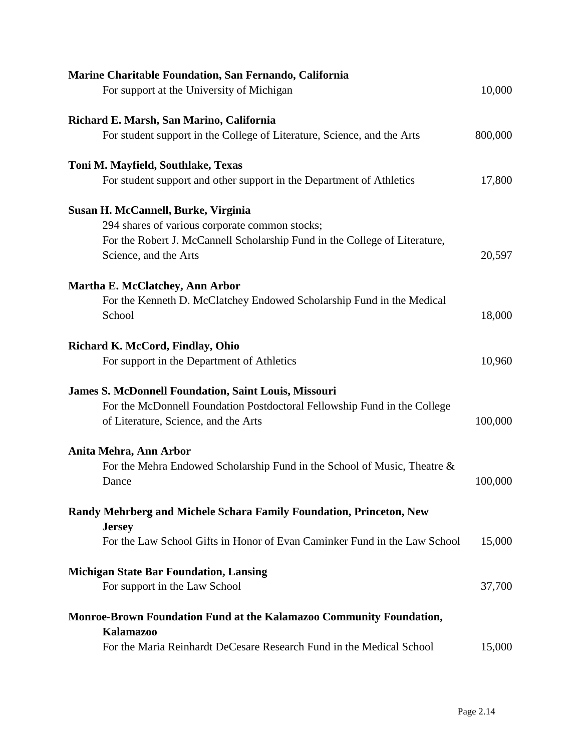**Marine Charitable Foundation, San Fernando, California**
For support at the University of Michigan 10,000

**Richard E. Marsh, San Marino, California**
For student support in the College of Literature, Science, and the Arts 800,000

**Toni M. Mayfield, Southlake, Texas**
For student support and other support in the Department of Athletics 17,800

**Susan H. McCannell, Burke, Virginia**
294 shares of various corporate common stocks;
For the Robert J. McCannell Scholarship Fund in the College of Literature, Science, and the Arts 20,597

**Martha E. McClatchey, Ann Arbor**
For the Kenneth D. McClatchey Endowed Scholarship Fund in the Medical School 18,000

**Richard K. McCord, Findlay, Ohio**
For support in the Department of Athletics 10,960

**James S. McDonnell Foundation, Saint Louis, Missouri**
For the McDonnell Foundation Postdoctoral Fellowship Fund in the College of Literature, Science, and the Arts 100,000

**Anita Mehra, Ann Arbor**
For the Mehra Endowed Scholarship Fund in the School of Music, Theatre & Dance 100,000

**Randy Mehrberg and Michele Schara Family Foundation, Princeton, New Jersey**
For the Law School Gifts in Honor of Evan Caminker Fund in the Law School 15,000

**Michigan State Bar Foundation, Lansing**
For support in the Law School 37,700

**Monroe-Brown Foundation Fund at the Kalamazoo Community Foundation, Kalamazoo**
For the Maria Reinhardt DeCesare Research Fund in the Medical School 15,000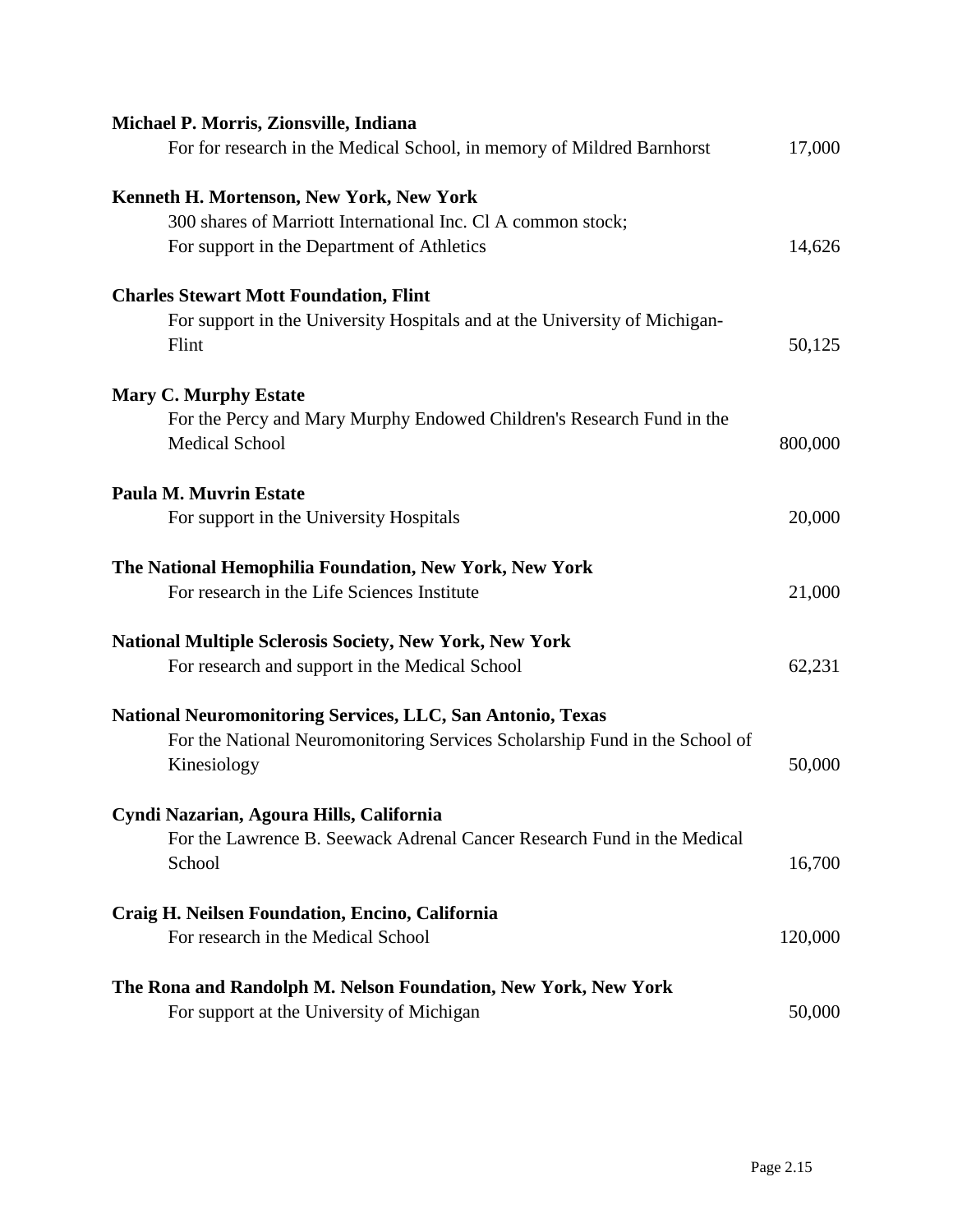**Michael P. Morris, Zionsville, Indiana**
For for research in the Medical School, in memory of Mildred Barnhorst 17,000

**Kenneth H. Mortenson, New York, New York**
300 shares of Marriott International Inc. Cl A common stock;
For support in the Department of Athletics 14,626

**Charles Stewart Mott Foundation, Flint**
For support in the University Hospitals and at the University of Michigan-Flint 50,125

**Mary C. Murphy Estate**
For the Percy and Mary Murphy Endowed Children's Research Fund in the Medical School 800,000

**Paula M. Muvrin Estate**
For support in the University Hospitals 20,000

**The National Hemophilia Foundation, New York, New York**
For research in the Life Sciences Institute 21,000

**National Multiple Sclerosis Society, New York, New York**
For research and support in the Medical School 62,231

**National Neuromonitoring Services, LLC, San Antonio, Texas**
For the National Neuromonitoring Services Scholarship Fund in the School of Kinesiology 50,000

**Cyndi Nazarian, Agoura Hills, California**
For the Lawrence B. Seewack Adrenal Cancer Research Fund in the Medical School 16,700

**Craig H. Neilsen Foundation, Encino, California**
For research in the Medical School 120,000

**The Rona and Randolph M. Nelson Foundation, New York, New York**
For support at the University of Michigan 50,000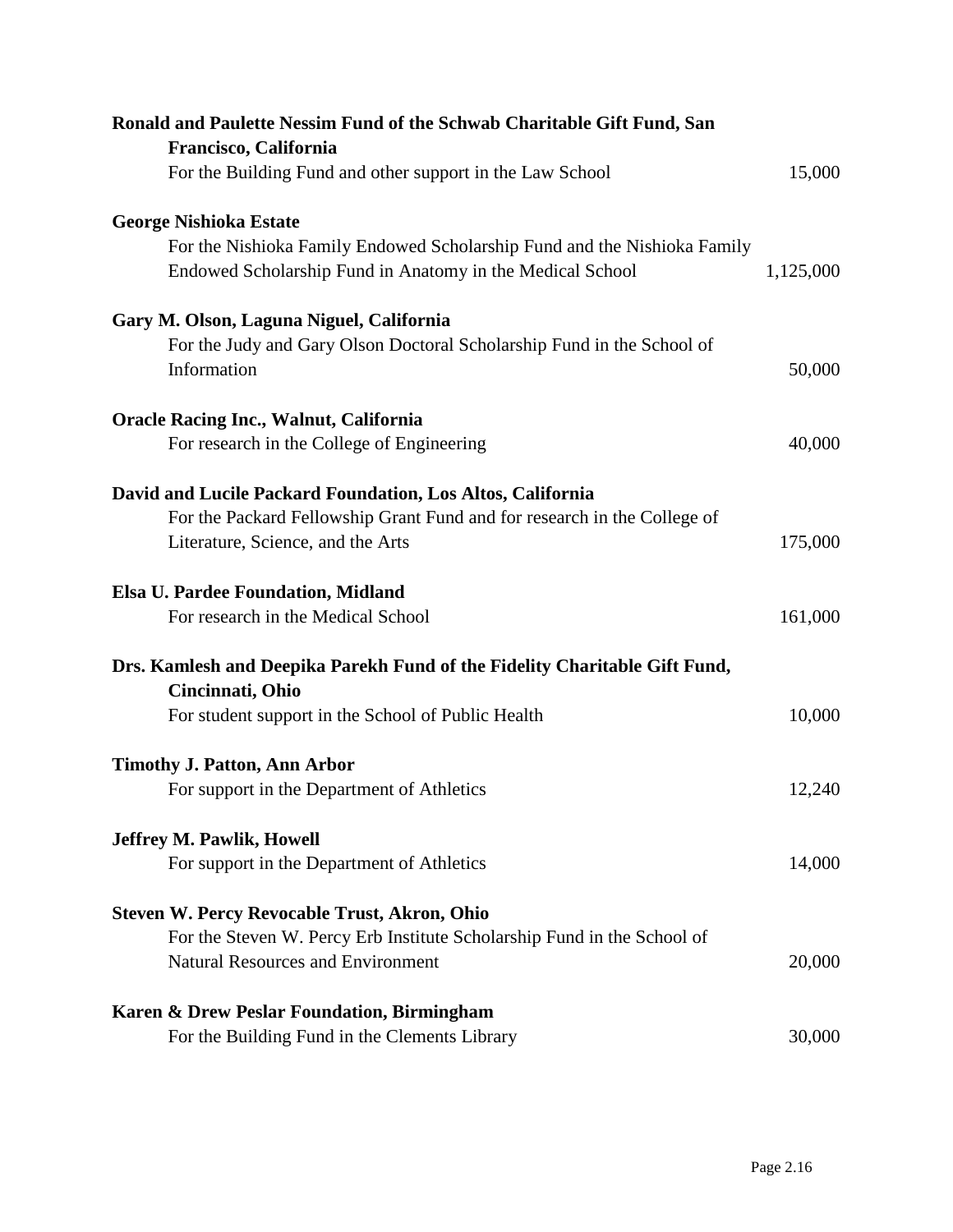**Ronald and Paulette Nessim Fund of the Schwab Charitable Gift Fund, San Francisco, California**
For the Building Fund and other support in the Law School 15,000

**George Nishioka Estate**
For the Nishioka Family Endowed Scholarship Fund and the Nishioka Family Endowed Scholarship Fund in Anatomy in the Medical School 1,125,000

**Gary M. Olson, Laguna Niguel, California**
For the Judy and Gary Olson Doctoral Scholarship Fund in the School of Information 50,000

**Oracle Racing Inc., Walnut, California**
For research in the College of Engineering 40,000

**David and Lucile Packard Foundation, Los Altos, California**
For the Packard Fellowship Grant Fund and for research in the College of Literature, Science, and the Arts 175,000

**Elsa U. Pardee Foundation, Midland**
For research in the Medical School 161,000

**Drs. Kamlesh and Deepika Parekh Fund of the Fidelity Charitable Gift Fund, Cincinnati, Ohio**
For student support in the School of Public Health 10,000

**Timothy J. Patton, Ann Arbor**
For support in the Department of Athletics 12,240

**Jeffrey M. Pawlik, Howell**
For support in the Department of Athletics 14,000

**Steven W. Percy Revocable Trust, Akron, Ohio**
For the Steven W. Percy Erb Institute Scholarship Fund in the School of Natural Resources and Environment 20,000

**Karen & Drew Peslar Foundation, Birmingham**
For the Building Fund in the Clements Library 30,000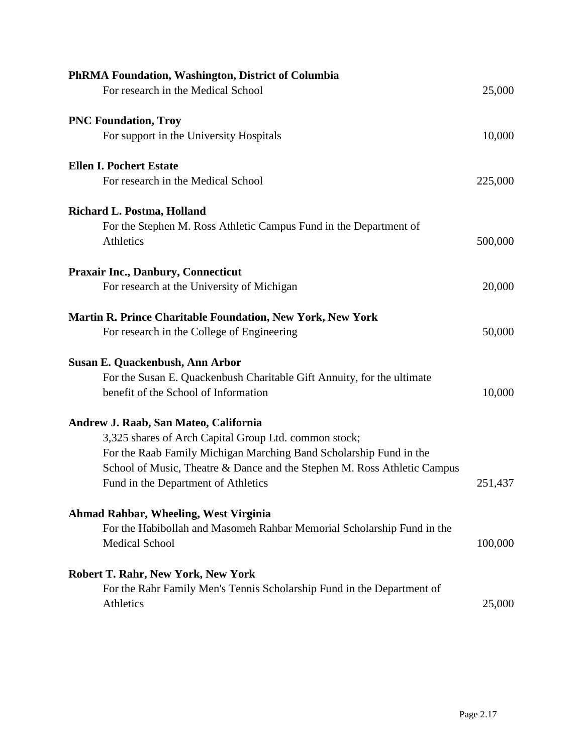**PhRMA Foundation, Washington, District of Columbia**
For research in the Medical School 25,000

**PNC Foundation, Troy**
For support in the University Hospitals 10,000

**Ellen I. Pochert Estate**
For research in the Medical School 225,000

**Richard L. Postma, Holland**
For the Stephen M. Ross Athletic Campus Fund in the Department of Athletics 500,000

**Praxair Inc., Danbury, Connecticut**
For research at the University of Michigan 20,000

**Martin R. Prince Charitable Foundation, New York, New York**
For research in the College of Engineering 50,000

**Susan E. Quackenbush, Ann Arbor**
For the Susan E. Quackenbush Charitable Gift Annuity, for the ultimate benefit of the School of Information 10,000

**Andrew J. Raab, San Mateo, California**
3,325 shares of Arch Capital Group Ltd. common stock;
For the Raab Family Michigan Marching Band Scholarship Fund in the School of Music, Theatre & Dance and the Stephen M. Ross Athletic Campus Fund in the Department of Athletics 251,437

**Ahmad Rahbar, Wheeling, West Virginia**
For the Habibollah and Masomeh Rahbar Memorial Scholarship Fund in the Medical School 100,000

**Robert T. Rahr, New York, New York**
For the Rahr Family Men's Tennis Scholarship Fund in the Department of Athletics 25,000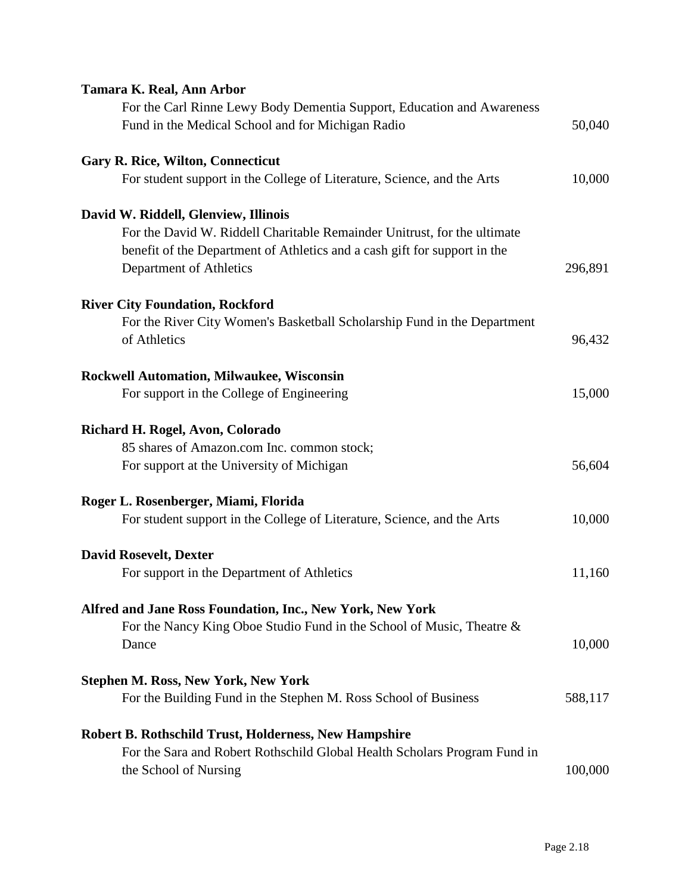**Tamara K. Real, Ann Arbor**

For the Carl Rinne Lewy Body Dementia Support, Education and Awareness Fund in the Medical School and for Michigan Radio — 50,040

**Gary R. Rice, Wilton, Connecticut**

For student support in the College of Literature, Science, and the Arts — 10,000

**David W. Riddell, Glenview, Illinois**

For the David W. Riddell Charitable Remainder Unitrust, for the ultimate benefit of the Department of Athletics and a cash gift for support in the Department of Athletics — 296,891

**River City Foundation, Rockford**

For the River City Women's Basketball Scholarship Fund in the Department of Athletics — 96,432

**Rockwell Automation, Milwaukee, Wisconsin**

For support in the College of Engineering — 15,000

**Richard H. Rogel, Avon, Colorado**

85 shares of Amazon.com Inc. common stock;
For support at the University of Michigan — 56,604

**Roger L. Rosenberger, Miami, Florida**

For student support in the College of Literature, Science, and the Arts — 10,000

**David Rosevelt, Dexter**

For support in the Department of Athletics — 11,160

**Alfred and Jane Ross Foundation, Inc., New York, New York**

For the Nancy King Oboe Studio Fund in the School of Music, Theatre & Dance — 10,000

**Stephen M. Ross, New York, New York**

For the Building Fund in the Stephen M. Ross School of Business — 588,117

**Robert B. Rothschild Trust, Holderness, New Hampshire**

For the Sara and Robert Rothschild Global Health Scholars Program Fund in the School of Nursing — 100,000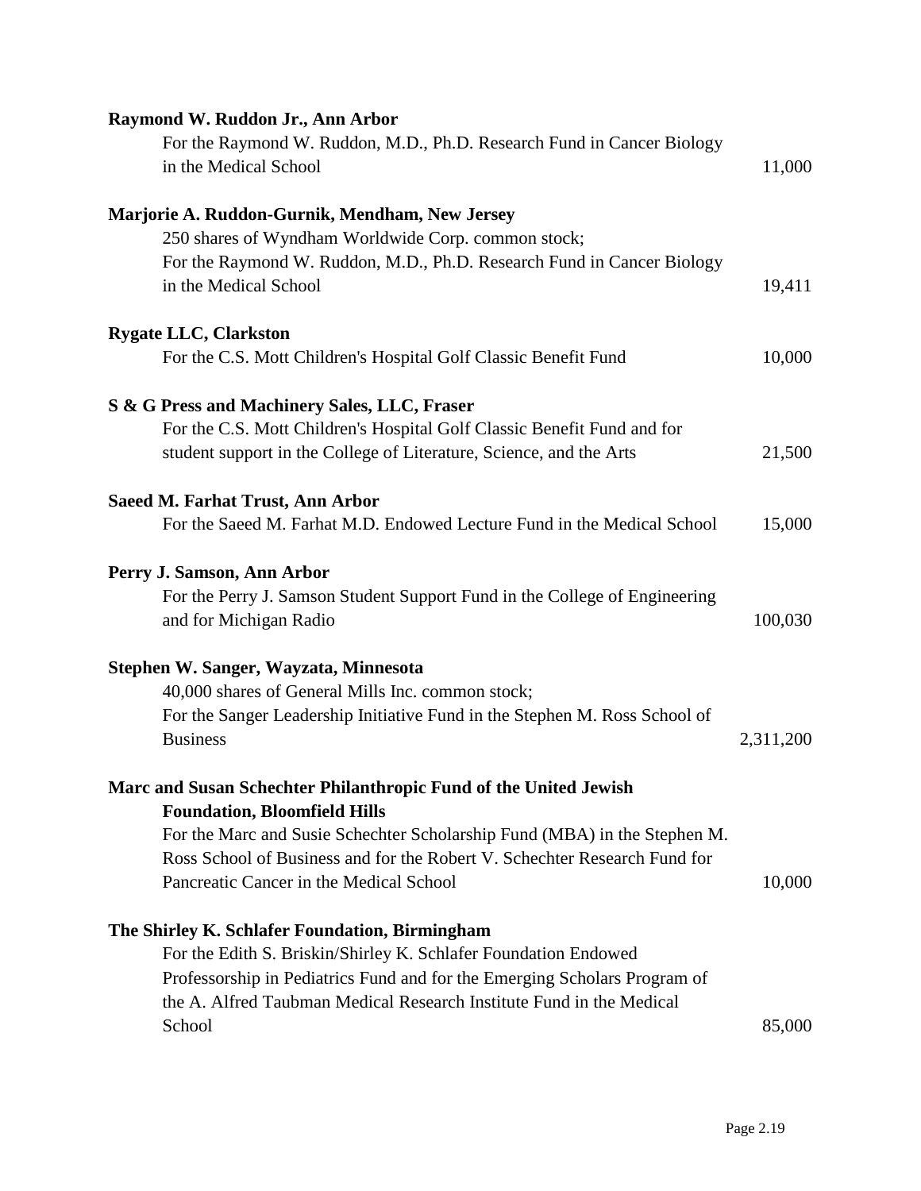**Raymond W. Ruddon Jr., Ann Arbor**
For the Raymond W. Ruddon, M.D., Ph.D. Research Fund in Cancer Biology in the Medical School — 11,000

**Marjorie A. Ruddon-Gurnik, Mendham, New Jersey**
250 shares of Wyndham Worldwide Corp. common stock;
For the Raymond W. Ruddon, M.D., Ph.D. Research Fund in Cancer Biology in the Medical School — 19,411

**Rygate LLC, Clarkston**
For the C.S. Mott Children's Hospital Golf Classic Benefit Fund — 10,000

**S & G Press and Machinery Sales, LLC, Fraser**
For the C.S. Mott Children's Hospital Golf Classic Benefit Fund and for student support in the College of Literature, Science, and the Arts — 21,500

**Saeed M. Farhat Trust, Ann Arbor**
For the Saeed M. Farhat M.D. Endowed Lecture Fund in the Medical School — 15,000

**Perry J. Samson, Ann Arbor**
For the Perry J. Samson Student Support Fund in the College of Engineering and for Michigan Radio — 100,030

**Stephen W. Sanger, Wayzata, Minnesota**
40,000 shares of General Mills Inc. common stock;
For the Sanger Leadership Initiative Fund in the Stephen M. Ross School of Business — 2,311,200

**Marc and Susan Schechter Philanthropic Fund of the United Jewish Foundation, Bloomfield Hills**
For the Marc and Susie Schechter Scholarship Fund (MBA) in the Stephen M. Ross School of Business and for the Robert V. Schechter Research Fund for Pancreatic Cancer in the Medical School — 10,000

**The Shirley K. Schlafer Foundation, Birmingham**
For the Edith S. Briskin/Shirley K. Schlafer Foundation Endowed Professorship in Pediatrics Fund and for the Emerging Scholars Program of the A. Alfred Taubman Medical Research Institute Fund in the Medical School — 85,000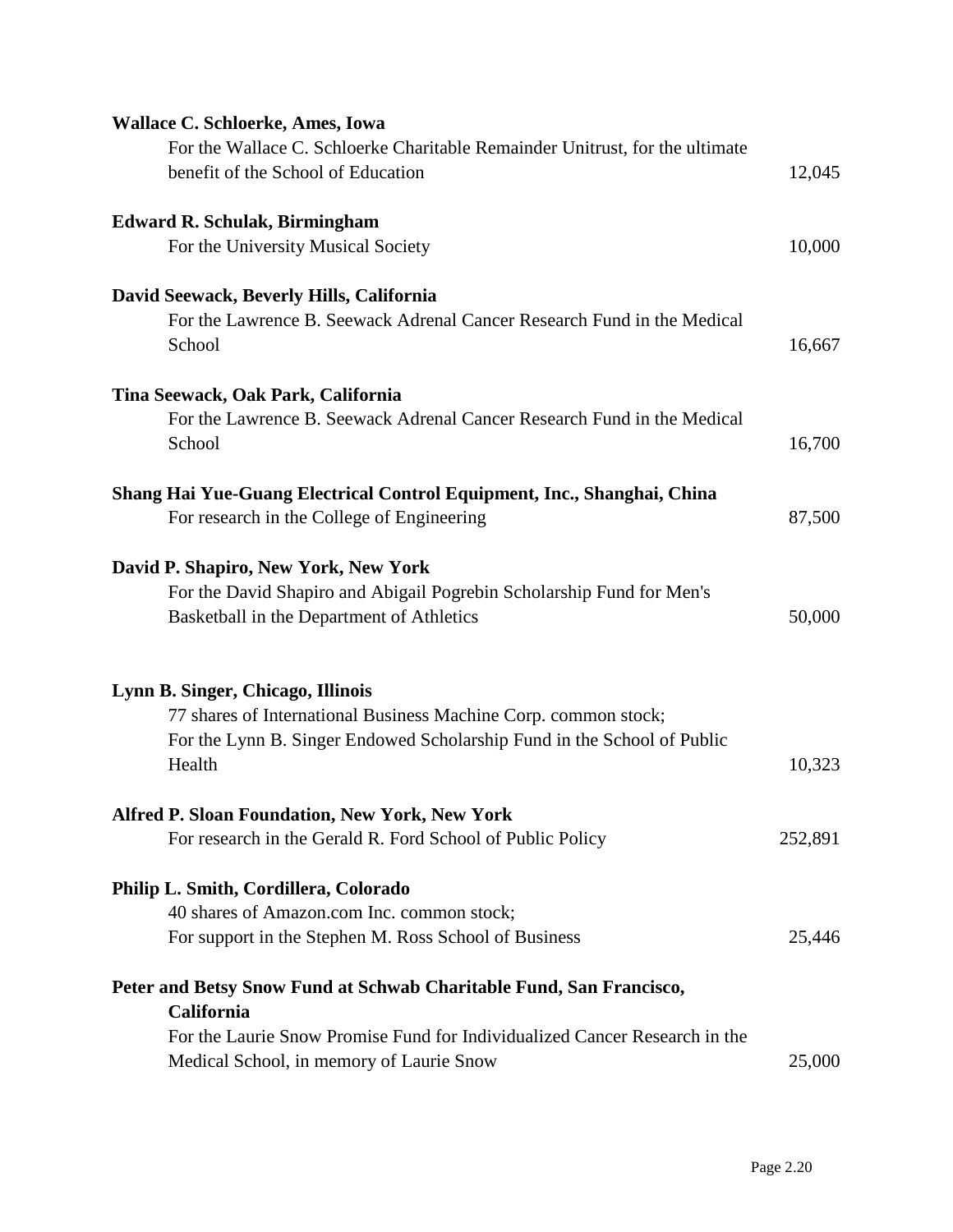**Wallace C. Schloerke, Ames, Iowa**
For the Wallace C. Schloerke Charitable Remainder Unitrust, for the ultimate benefit of the School of Education — 12,045

**Edward R. Schulak, Birmingham**
For the University Musical Society — 10,000

**David Seewack, Beverly Hills, California**
For the Lawrence B. Seewack Adrenal Cancer Research Fund in the Medical School — 16,667

**Tina Seewack, Oak Park, California**
For the Lawrence B. Seewack Adrenal Cancer Research Fund in the Medical School — 16,700

**Shang Hai Yue-Guang Electrical Control Equipment, Inc., Shanghai, China**
For research in the College of Engineering — 87,500

**David P. Shapiro, New York, New York**
For the David Shapiro and Abigail Pogrebin Scholarship Fund for Men's Basketball in the Department of Athletics — 50,000

**Lynn B. Singer, Chicago, Illinois**
77 shares of International Business Machine Corp. common stock;
For the Lynn B. Singer Endowed Scholarship Fund in the School of Public Health — 10,323

**Alfred P. Sloan Foundation, New York, New York**
For research in the Gerald R. Ford School of Public Policy — 252,891

**Philip L. Smith, Cordillera, Colorado**
40 shares of Amazon.com Inc. common stock;
For support in the Stephen M. Ross School of Business — 25,446

**Peter and Betsy Snow Fund at Schwab Charitable Fund, San Francisco, California**
For the Laurie Snow Promise Fund for Individualized Cancer Research in the Medical School, in memory of Laurie Snow — 25,000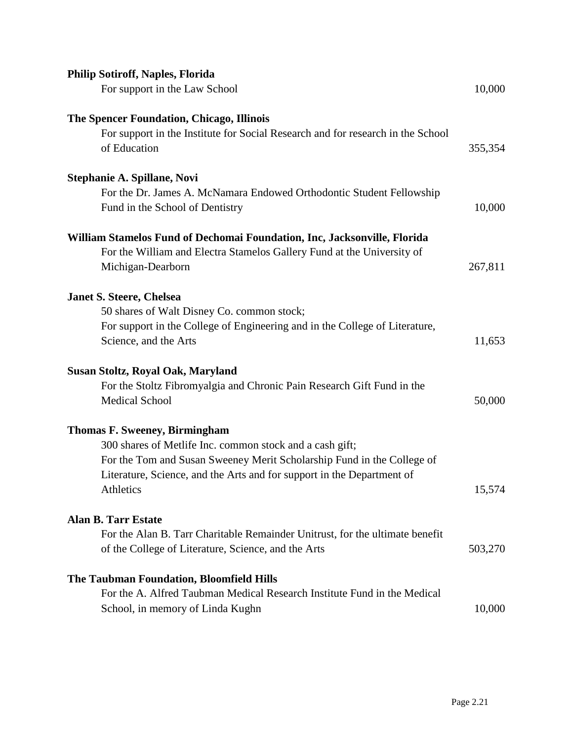**Philip Sotiroff, Naples, Florida**

For support in the Law School 10,000

**The Spencer Foundation, Chicago, Illinois**

For support in the Institute for Social Research and for research in the School of Education 355,354

**Stephanie A. Spillane, Novi**

For the Dr. James A. McNamara Endowed Orthodontic Student Fellowship Fund in the School of Dentistry 10,000

**William Stamelos Fund of Dechomai Foundation, Inc, Jacksonville, Florida**

For the William and Electra Stamelos Gallery Fund at the University of Michigan-Dearborn 267,811

**Janet S. Steere, Chelsea**

50 shares of Walt Disney Co. common stock;
For support in the College of Engineering and in the College of Literature, Science, and the Arts 11,653

**Susan Stoltz, Royal Oak, Maryland**

For the Stoltz Fibromyalgia and Chronic Pain Research Gift Fund in the Medical School 50,000

**Thomas F. Sweeney, Birmingham**

300 shares of Metlife Inc. common stock and a cash gift;
For the Tom and Susan Sweeney Merit Scholarship Fund in the College of Literature, Science, and the Arts and for support in the Department of Athletics 15,574

**Alan B. Tarr Estate**

For the Alan B. Tarr Charitable Remainder Unitrust, for the ultimate benefit of the College of Literature, Science, and the Arts 503,270

**The Taubman Foundation, Bloomfield Hills**

For the A. Alfred Taubman Medical Research Institute Fund in the Medical School, in memory of Linda Kughn 10,000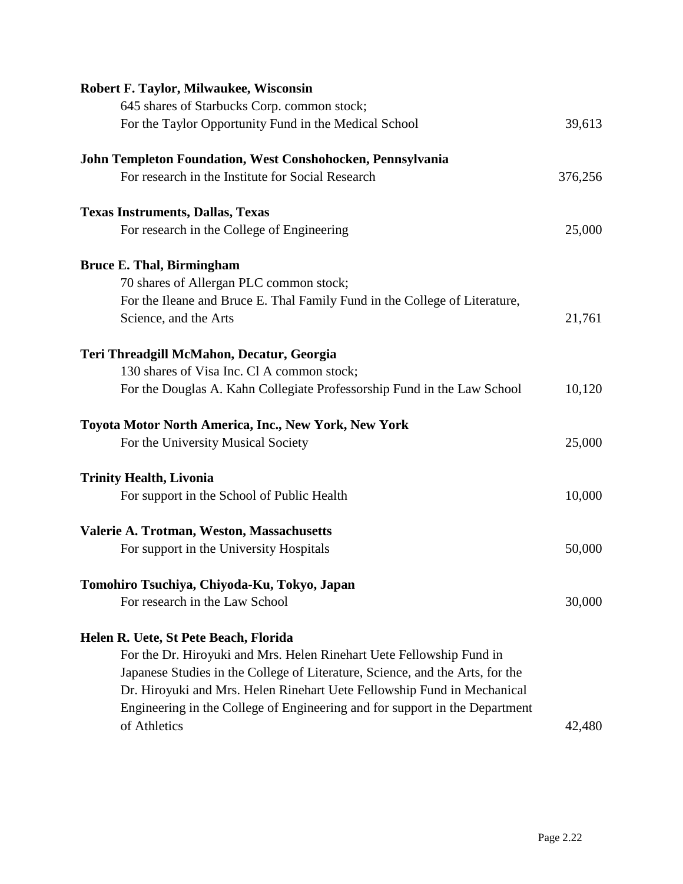**Robert F. Taylor, Milwaukee, Wisconsin**
645 shares of Starbucks Corp. common stock;
For the Taylor Opportunity Fund in the Medical School — 39,613

**John Templeton Foundation, West Conshohocken, Pennsylvania**
For research in the Institute for Social Research — 376,256

**Texas Instruments, Dallas, Texas**
For research in the College of Engineering — 25,000

**Bruce E. Thal, Birmingham**
70 shares of Allergan PLC common stock;
For the Ileane and Bruce E. Thal Family Fund in the College of Literature, Science, and the Arts — 21,761

**Teri Threadgill McMahon, Decatur, Georgia**
130 shares of Visa Inc. Cl A common stock;
For the Douglas A. Kahn Collegiate Professorship Fund in the Law School — 10,120

**Toyota Motor North America, Inc., New York, New York**
For the University Musical Society — 25,000

**Trinity Health, Livonia**
For support in the School of Public Health — 10,000

**Valerie A. Trotman, Weston, Massachusetts**
For support in the University Hospitals — 50,000

**Tomohiro Tsuchiya, Chiyoda-Ku, Tokyo, Japan**
For research in the Law School — 30,000

**Helen R. Uete, St Pete Beach, Florida**
For the Dr. Hiroyuki and Mrs. Helen Rinehart Uete Fellowship Fund in Japanese Studies in the College of Literature, Science, and the Arts, for the Dr. Hiroyuki and Mrs. Helen Rinehart Uete Fellowship Fund in Mechanical Engineering in the College of Engineering and for support in the Department of Athletics — 42,480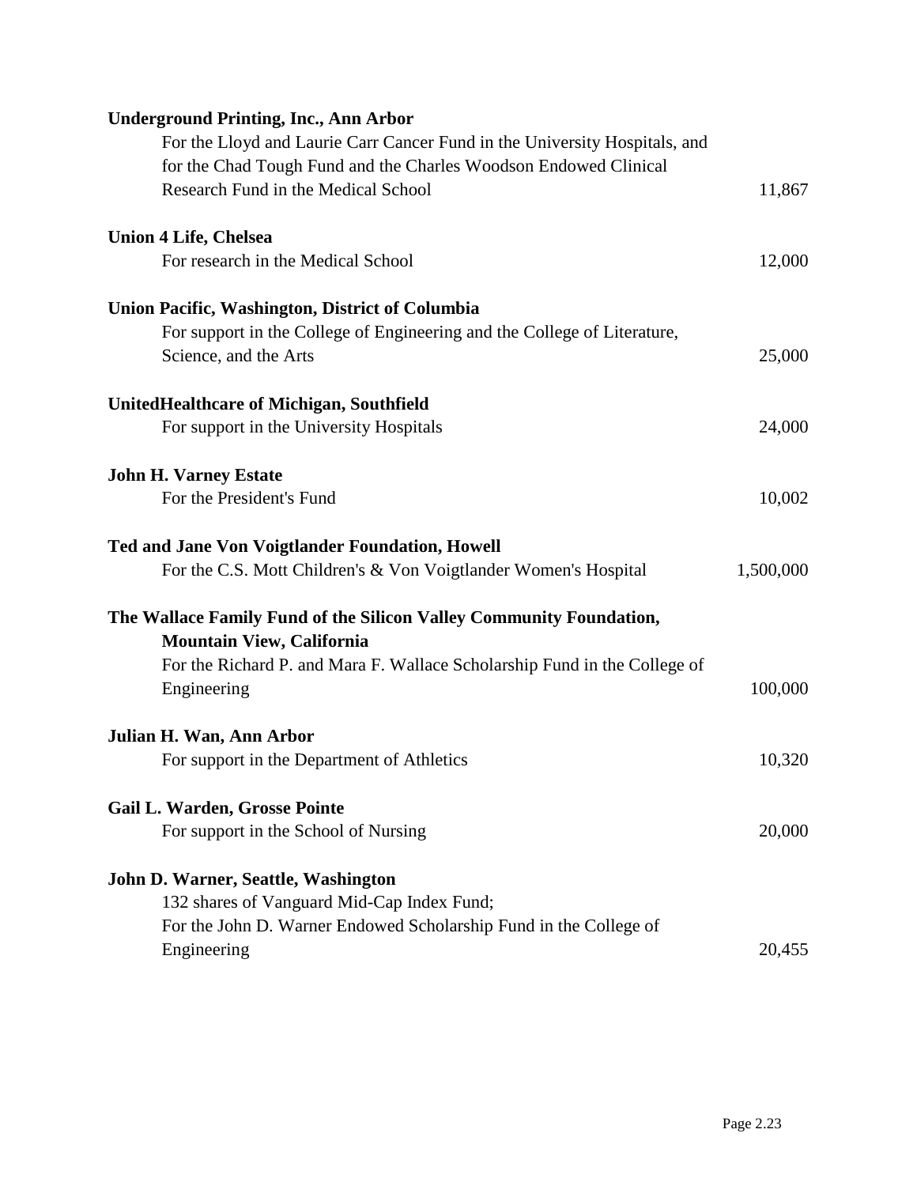**Underground Printing, Inc., Ann Arbor**
For the Lloyd and Laurie Carr Cancer Fund in the University Hospitals, and for the Chad Tough Fund and the Charles Woodson Endowed Clinical Research Fund in the Medical School — 11,867

**Union 4 Life, Chelsea**
For research in the Medical School — 12,000

**Union Pacific, Washington, District of Columbia**
For support in the College of Engineering and the College of Literature, Science, and the Arts — 25,000

**UnitedHealthcare of Michigan, Southfield**
For support in the University Hospitals — 24,000

**John H. Varney Estate**
For the President's Fund — 10,002

**Ted and Jane Von Voigtlander Foundation, Howell**
For the C.S. Mott Children's & Von Voigtlander Women's Hospital — 1,500,000

**The Wallace Family Fund of the Silicon Valley Community Foundation, Mountain View, California**
For the Richard P. and Mara F. Wallace Scholarship Fund in the College of Engineering — 100,000

**Julian H. Wan, Ann Arbor**
For support in the Department of Athletics — 10,320

**Gail L. Warden, Grosse Pointe**
For support in the School of Nursing — 20,000

**John D. Warner, Seattle, Washington**
132 shares of Vanguard Mid-Cap Index Fund;
For the John D. Warner Endowed Scholarship Fund in the College of Engineering — 20,455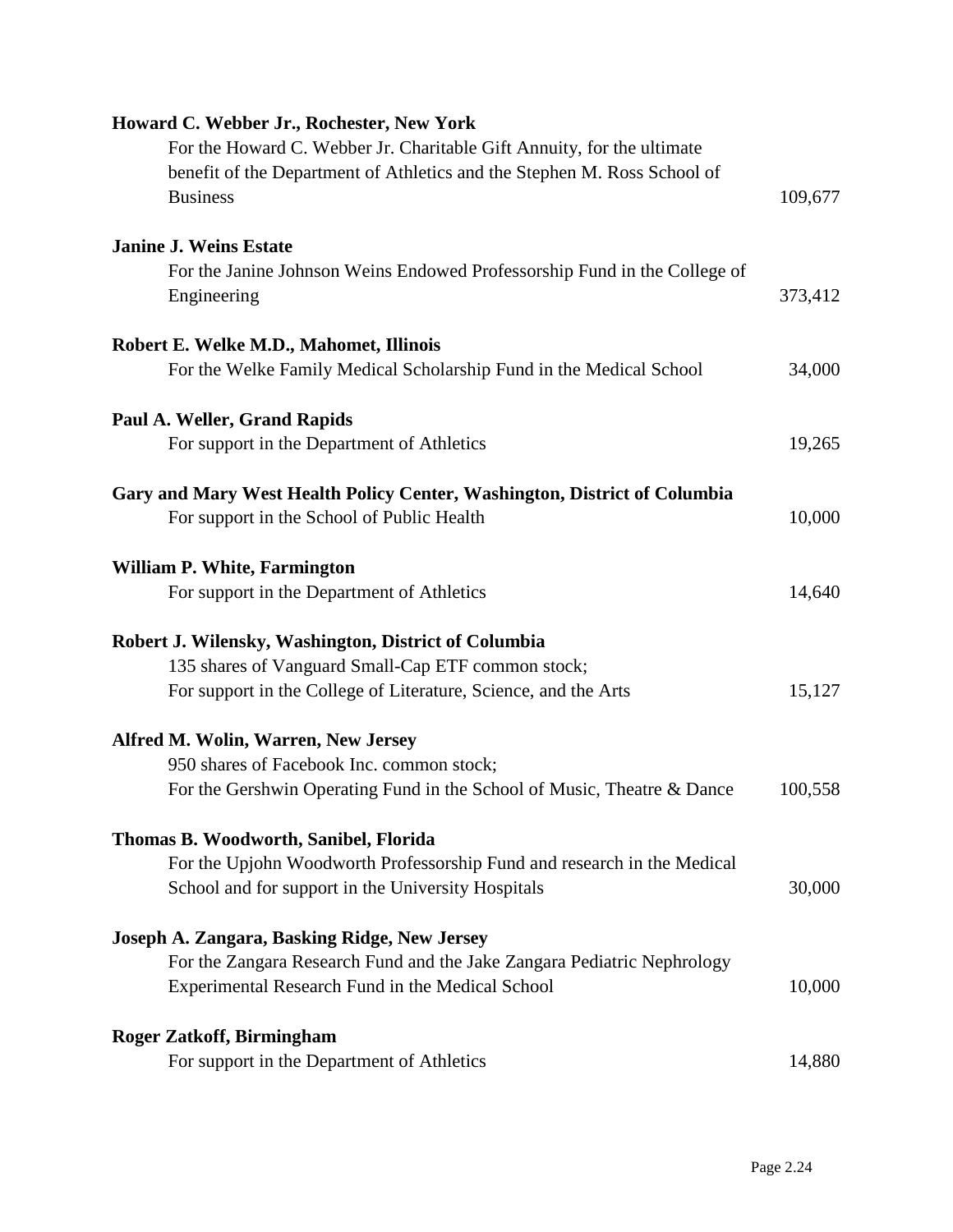**Howard C. Webber Jr., Rochester, New York**

For the Howard C. Webber Jr. Charitable Gift Annuity, for the ultimate benefit of the Department of Athletics and the Stephen M. Ross School of Business — 109,677

**Janine J. Weins Estate**

For the Janine Johnson Weins Endowed Professorship Fund in the College of Engineering — 373,412

**Robert E. Welke M.D., Mahomet, Illinois**

For the Welke Family Medical Scholarship Fund in the Medical School — 34,000

**Paul A. Weller, Grand Rapids**

For support in the Department of Athletics — 19,265

**Gary and Mary West Health Policy Center, Washington, District of Columbia**

For support in the School of Public Health — 10,000

**William P. White, Farmington**

For support in the Department of Athletics — 14,640

**Robert J. Wilensky, Washington, District of Columbia**

135 shares of Vanguard Small-Cap ETF common stock;
For support in the College of Literature, Science, and the Arts — 15,127

**Alfred M. Wolin, Warren, New Jersey**

950 shares of Facebook Inc. common stock;
For the Gershwin Operating Fund in the School of Music, Theatre & Dance — 100,558

**Thomas B. Woodworth, Sanibel, Florida**

For the Upjohn Woodworth Professorship Fund and research in the Medical School and for support in the University Hospitals — 30,000

**Joseph A. Zangara, Basking Ridge, New Jersey**

For the Zangara Research Fund and the Jake Zangara Pediatric Nephrology Experimental Research Fund in the Medical School — 10,000

**Roger Zatkoff, Birmingham**

For support in the Department of Athletics — 14,880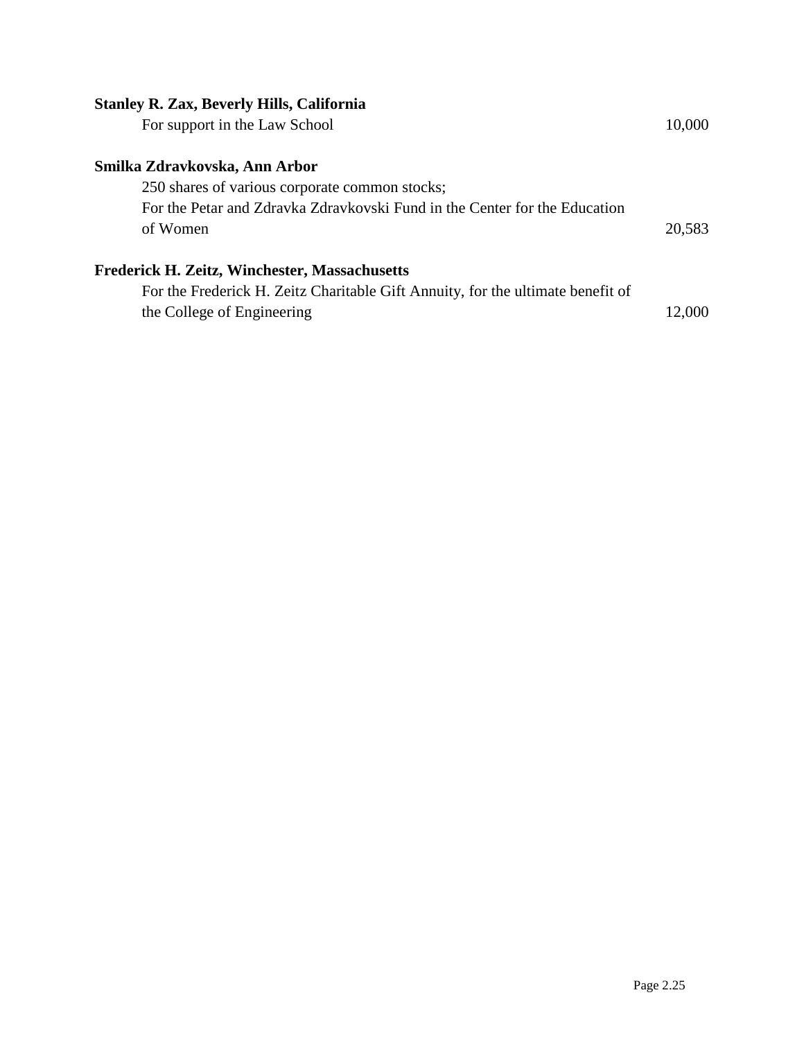**Stanley R. Zax, Beverly Hills, California**

For support in the Law School 10,000

**Smilka Zdravkovska, Ann Arbor**

250 shares of various corporate common stocks;
For the Petar and Zdravka Zdravkovski Fund in the Center for the Education of Women 20,583

**Frederick H. Zeitz, Winchester, Massachusetts**

For the Frederick H. Zeitz Charitable Gift Annuity, for the ultimate benefit of the College of Engineering 12,000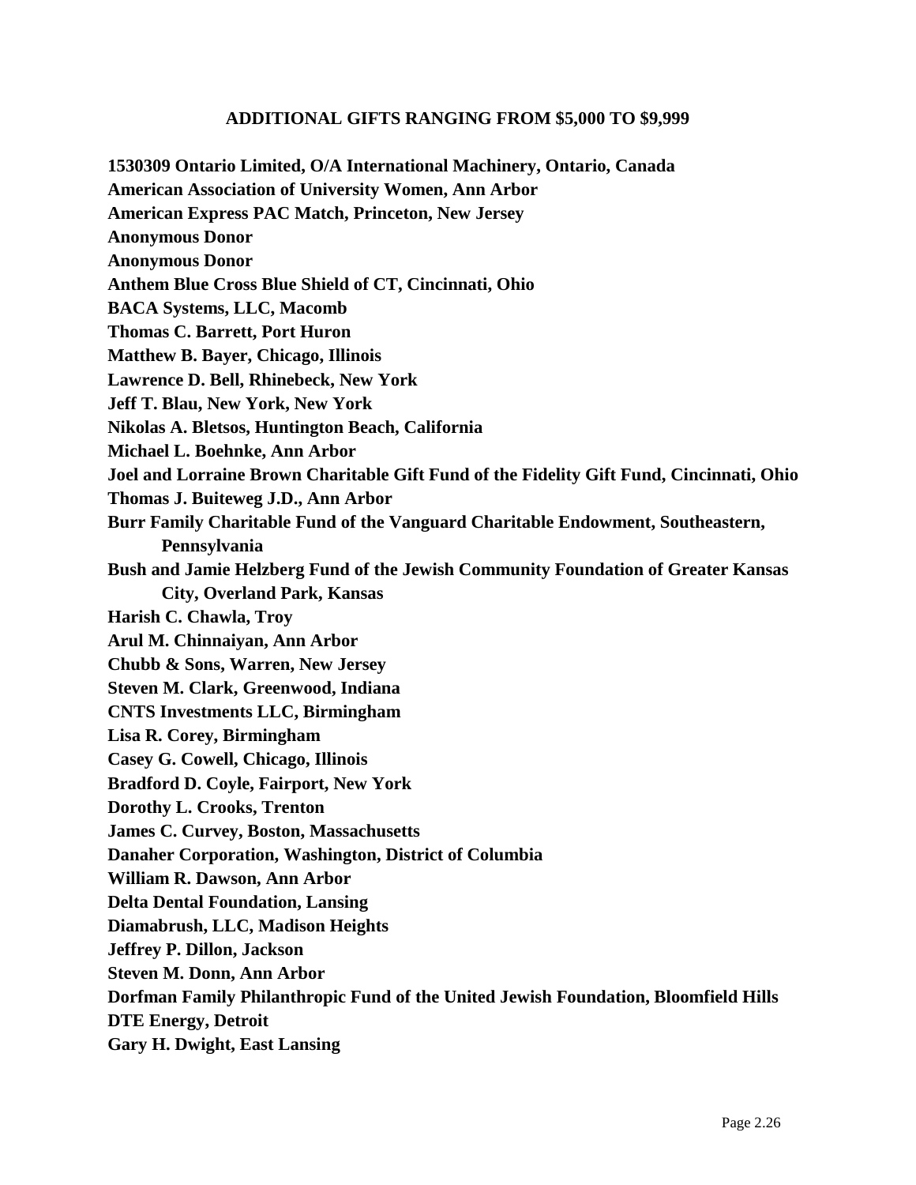## ADDITIONAL GIFTS RANGING FROM $5,000 TO $9,999

**1530309 Ontario Limited, O/A International Machinery, Ontario, Canada**
**American Association of University Women, Ann Arbor**
**American Express PAC Match, Princeton, New Jersey**
**Anonymous Donor**
**Anonymous Donor**
**Anthem Blue Cross Blue Shield of CT, Cincinnati, Ohio**
**BACA Systems, LLC, Macomb**
**Thomas C. Barrett, Port Huron**
**Matthew B. Bayer, Chicago, Illinois**
**Lawrence D. Bell, Rhinebeck, New York**
**Jeff T. Blau, New York, New York**
**Nikolas A. Bletsos, Huntington Beach, California**
**Michael L. Boehnke, Ann Arbor**
**Joel and Lorraine Brown Charitable Gift Fund of the Fidelity Gift Fund, Cincinnati, Ohio**
**Thomas J. Buiteweg J.D., Ann Arbor**
**Burr Family Charitable Fund of the Vanguard Charitable Endowment, Southeastern, Pennsylvania**
**Bush and Jamie Helzberg Fund of the Jewish Community Foundation of Greater Kansas City, Overland Park, Kansas**
**Harish C. Chawla, Troy**
**Arul M. Chinnaiyan, Ann Arbor**
**Chubb & Sons, Warren, New Jersey**
**Steven M. Clark, Greenwood, Indiana**
**CNTS Investments LLC, Birmingham**
**Lisa R. Corey, Birmingham**
**Casey G. Cowell, Chicago, Illinois**
**Bradford D. Coyle, Fairport, New York**
**Dorothy L. Crooks, Trenton**
**James C. Curvey, Boston, Massachusetts**
**Danaher Corporation, Washington, District of Columbia**
**William R. Dawson, Ann Arbor**
**Delta Dental Foundation, Lansing**
**Diamabrush, LLC, Madison Heights**
**Jeffrey P. Dillon, Jackson**
**Steven M. Donn, Ann Arbor**
**Dorfman Family Philanthropic Fund of the United Jewish Foundation, Bloomfield Hills**
**DTE Energy, Detroit**
**Gary H. Dwight, East Lansing**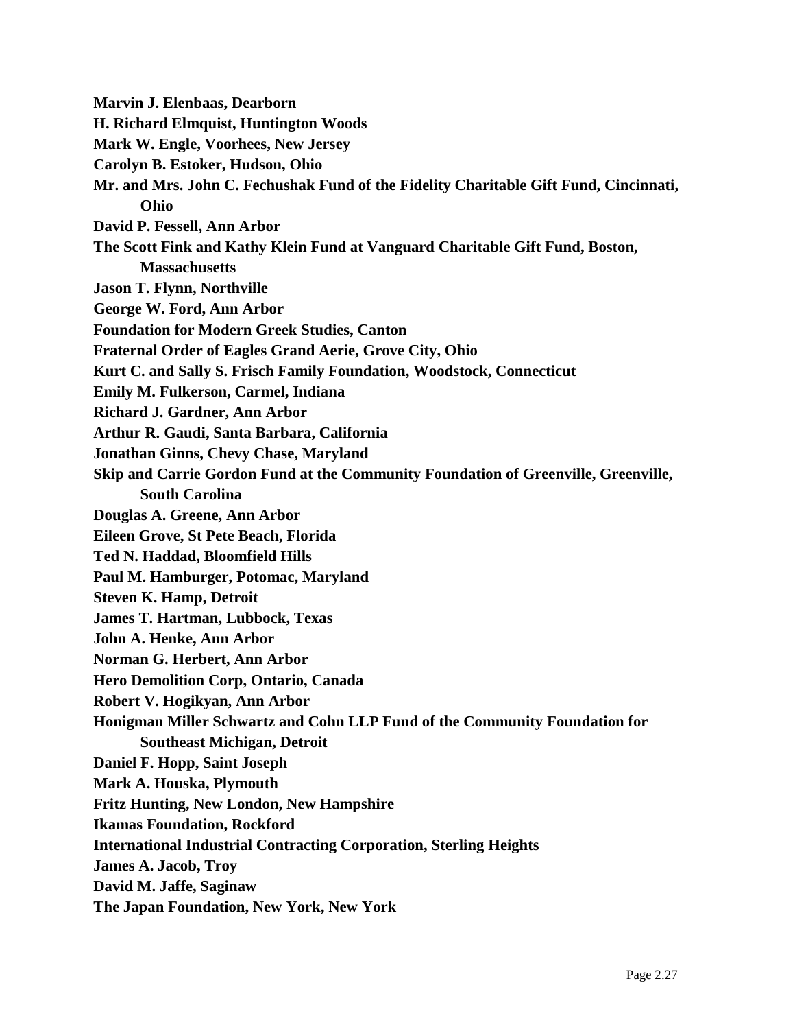**Marvin J. Elenbaas, Dearborn**

**H. Richard Elmquist, Huntington Woods**

**Mark W. Engle, Voorhees, New Jersey**

**Carolyn B. Estoker, Hudson, Ohio**

**Mr. and Mrs. John C. Fechushak Fund of the Fidelity Charitable Gift Fund, Cincinnati, Ohio**

**David P. Fessell, Ann Arbor**

**The Scott Fink and Kathy Klein Fund at Vanguard Charitable Gift Fund, Boston, Massachusetts**

**Jason T. Flynn, Northville**

**George W. Ford, Ann Arbor**

**Foundation for Modern Greek Studies, Canton**

**Fraternal Order of Eagles Grand Aerie, Grove City, Ohio**

**Kurt C. and Sally S. Frisch Family Foundation, Woodstock, Connecticut**

**Emily M. Fulkerson, Carmel, Indiana**

**Richard J. Gardner, Ann Arbor**

**Arthur R. Gaudi, Santa Barbara, California**

**Jonathan Ginns, Chevy Chase, Maryland**

**Skip and Carrie Gordon Fund at the Community Foundation of Greenville, Greenville, South Carolina**

**Douglas A. Greene, Ann Arbor**

**Eileen Grove, St Pete Beach, Florida**

**Ted N. Haddad, Bloomfield Hills**

**Paul M. Hamburger, Potomac, Maryland**

**Steven K. Hamp, Detroit**

**James T. Hartman, Lubbock, Texas**

**John A. Henke, Ann Arbor**

**Norman G. Herbert, Ann Arbor**

**Hero Demolition Corp, Ontario, Canada**

**Robert V. Hogikyan, Ann Arbor**

**Honigman Miller Schwartz and Cohn LLP Fund of the Community Foundation for Southeast Michigan, Detroit**

**Daniel F. Hopp, Saint Joseph**

**Mark A. Houska, Plymouth**

**Fritz Hunting, New London, New Hampshire**

**Ikamas Foundation, Rockford**

**International Industrial Contracting Corporation, Sterling Heights**

**James A. Jacob, Troy**

**David M. Jaffe, Saginaw**

**The Japan Foundation, New York, New York**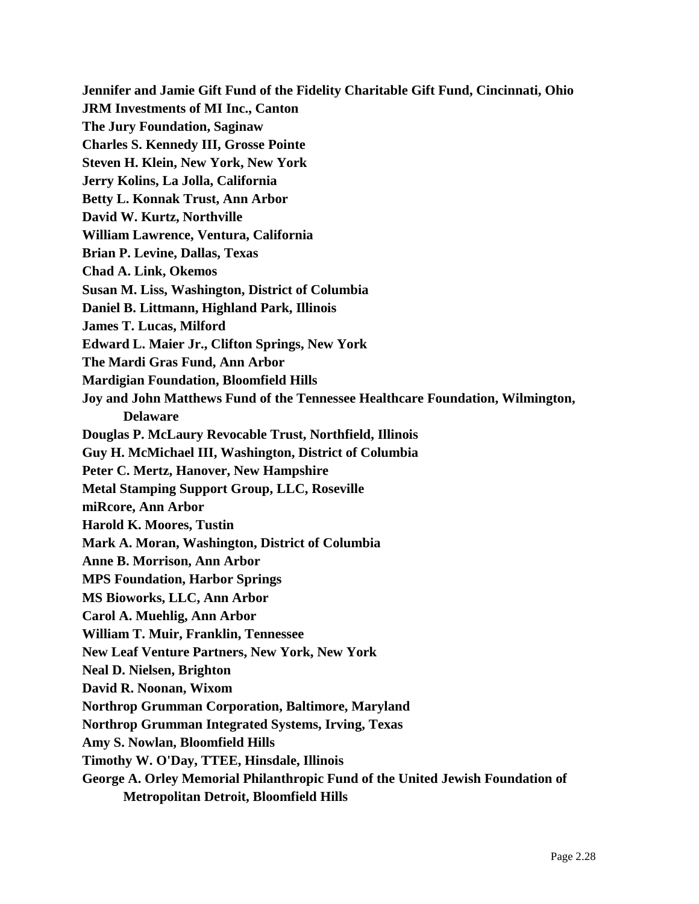**Jennifer and Jamie Gift Fund of the Fidelity Charitable Gift Fund, Cincinnati, Ohio**
**JRM Investments of MI Inc., Canton**
**The Jury Foundation, Saginaw**
**Charles S. Kennedy III, Grosse Pointe**
**Steven H. Klein, New York, New York**
**Jerry Kolins, La Jolla, California**
**Betty L. Konnak Trust, Ann Arbor**
**David W. Kurtz, Northville**
**William Lawrence, Ventura, California**
**Brian P. Levine, Dallas, Texas**
**Chad A. Link, Okemos**
**Susan M. Liss, Washington, District of Columbia**
**Daniel B. Littmann, Highland Park, Illinois**
**James T. Lucas, Milford**
**Edward L. Maier Jr., Clifton Springs, New York**
**The Mardi Gras Fund, Ann Arbor**
**Mardigian Foundation, Bloomfield Hills**
**Joy and John Matthews Fund of the Tennessee Healthcare Foundation, Wilmington, Delaware**
**Douglas P. McLaury Revocable Trust, Northfield, Illinois**
**Guy H. McMichael III, Washington, District of Columbia**
**Peter C. Mertz, Hanover, New Hampshire**
**Metal Stamping Support Group, LLC, Roseville**
**miRcore, Ann Arbor**
**Harold K. Moores, Tustin**
**Mark A. Moran, Washington, District of Columbia**
**Anne B. Morrison, Ann Arbor**
**MPS Foundation, Harbor Springs**
**MS Bioworks, LLC, Ann Arbor**
**Carol A. Muehlig, Ann Arbor**
**William T. Muir, Franklin, Tennessee**
**New Leaf Venture Partners, New York, New York**
**Neal D. Nielsen, Brighton**
**David R. Noonan, Wixom**
**Northrop Grumman Corporation, Baltimore, Maryland**
**Northrop Grumman Integrated Systems, Irving, Texas**
**Amy S. Nowlan, Bloomfield Hills**
**Timothy W. O'Day, TTEE, Hinsdale, Illinois**
**George A. Orley Memorial Philanthropic Fund of the United Jewish Foundation of Metropolitan Detroit, Bloomfield Hills**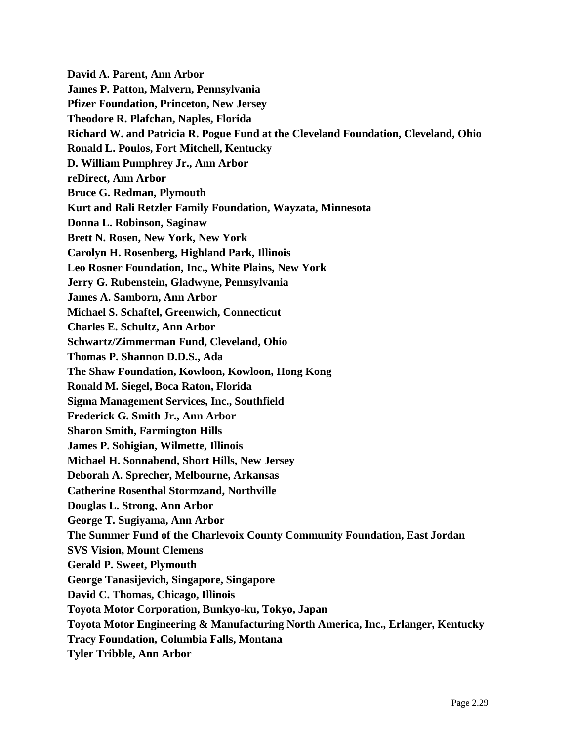**David A. Parent, Ann Arbor**

**James P. Patton, Malvern, Pennsylvania**

**Pfizer Foundation, Princeton, New Jersey**

**Theodore R. Plafchan, Naples, Florida**

**Richard W. and Patricia R. Pogue Fund at the Cleveland Foundation, Cleveland, Ohio**

**Ronald L. Poulos, Fort Mitchell, Kentucky**

**D. William Pumphrey Jr., Ann Arbor**

**reDirect, Ann Arbor**

**Bruce G. Redman, Plymouth**

**Kurt and Rali Retzler Family Foundation, Wayzata, Minnesota**

**Donna L. Robinson, Saginaw**

**Brett N. Rosen, New York, New York**

**Carolyn H. Rosenberg, Highland Park, Illinois**

**Leo Rosner Foundation, Inc., White Plains, New York**

**Jerry G. Rubenstein, Gladwyne, Pennsylvania**

**James A. Samborn, Ann Arbor**

**Michael S. Schaftel, Greenwich, Connecticut**

**Charles E. Schultz, Ann Arbor**

**Schwartz/Zimmerman Fund, Cleveland, Ohio**

**Thomas P. Shannon D.D.S., Ada**

**The Shaw Foundation, Kowloon, Kowloon, Hong Kong**

**Ronald M. Siegel, Boca Raton, Florida**

**Sigma Management Services, Inc., Southfield**

**Frederick G. Smith Jr., Ann Arbor**

**Sharon Smith, Farmington Hills**

**James P. Sohigian, Wilmette, Illinois**

**Michael H. Sonnabend, Short Hills, New Jersey**

**Deborah A. Sprecher, Melbourne, Arkansas**

**Catherine Rosenthal Stormzand, Northville**

**Douglas L. Strong, Ann Arbor**

**George T. Sugiyama, Ann Arbor**

**The Summer Fund of the Charlevoix County Community Foundation, East Jordan**

**SVS Vision, Mount Clemens**

**Gerald P. Sweet, Plymouth**

**George Tanasijevich, Singapore, Singapore**

**David C. Thomas, Chicago, Illinois**

**Toyota Motor Corporation, Bunkyo-ku, Tokyo, Japan**

**Toyota Motor Engineering & Manufacturing North America, Inc., Erlanger, Kentucky**

**Tracy Foundation, Columbia Falls, Montana**

**Tyler Tribble, Ann Arbor**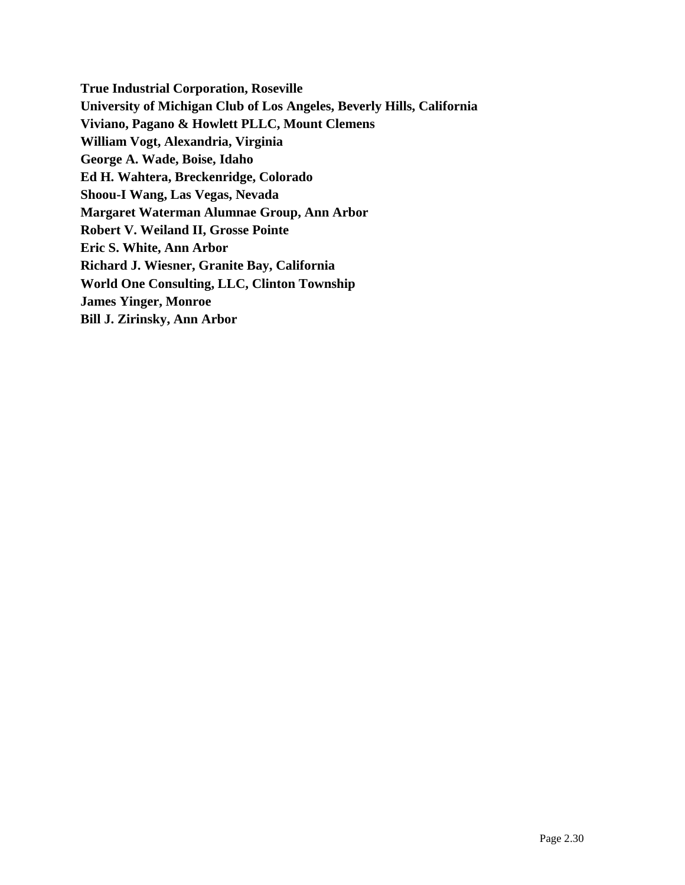**True Industrial Corporation, Roseville**
**University of Michigan Club of Los Angeles, Beverly Hills, California**
**Viviano, Pagano & Howlett PLLC, Mount Clemens**
**William Vogt, Alexandria, Virginia**
**George A. Wade, Boise, Idaho**
**Ed H. Wahtera, Breckenridge, Colorado**
**Shoou-I Wang, Las Vegas, Nevada**
**Margaret Waterman Alumnae Group, Ann Arbor**
**Robert V. Weiland II, Grosse Pointe**
**Eric S. White, Ann Arbor**
**Richard J. Wiesner, Granite Bay, California**
**World One Consulting, LLC, Clinton Township**
**James Yinger, Monroe**
**Bill J. Zirinsky, Ann Arbor**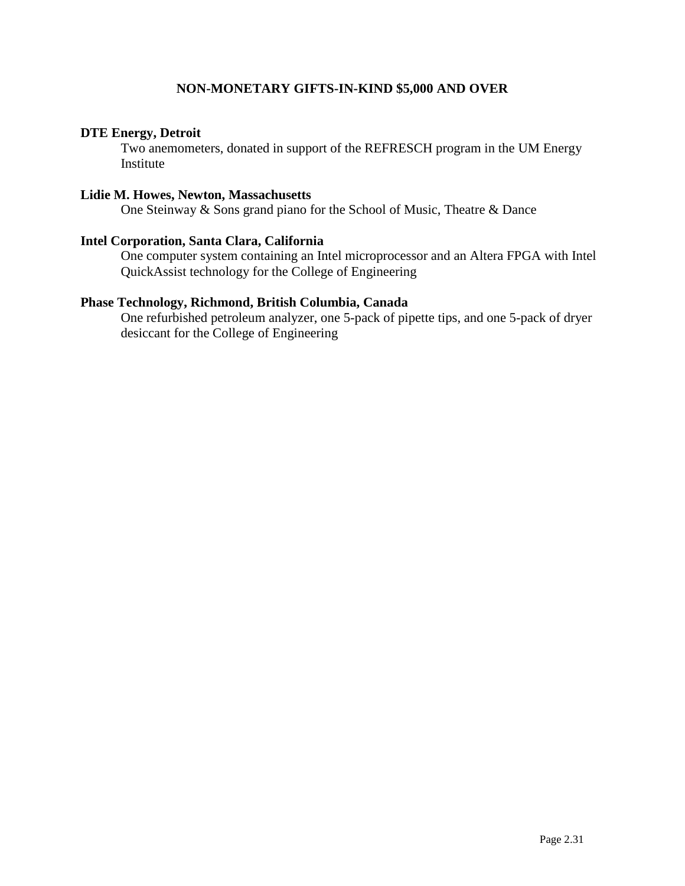## NON-MONETARY GIFTS-IN-KIND $5,000 AND OVER

**DTE Energy, Detroit**

Two anemometers, donated in support of the REFRESCH program in the UM Energy Institute

**Lidie M. Howes, Newton, Massachusetts**

One Steinway & Sons grand piano for the School of Music, Theatre & Dance

**Intel Corporation, Santa Clara, California**

One computer system containing an Intel microprocessor and an Altera FPGA with Intel QuickAssist technology for the College of Engineering

**Phase Technology, Richmond, British Columbia, Canada**

One refurbished petroleum analyzer, one 5-pack of pipette tips, and one 5-pack of dryer desiccant for the College of Engineering